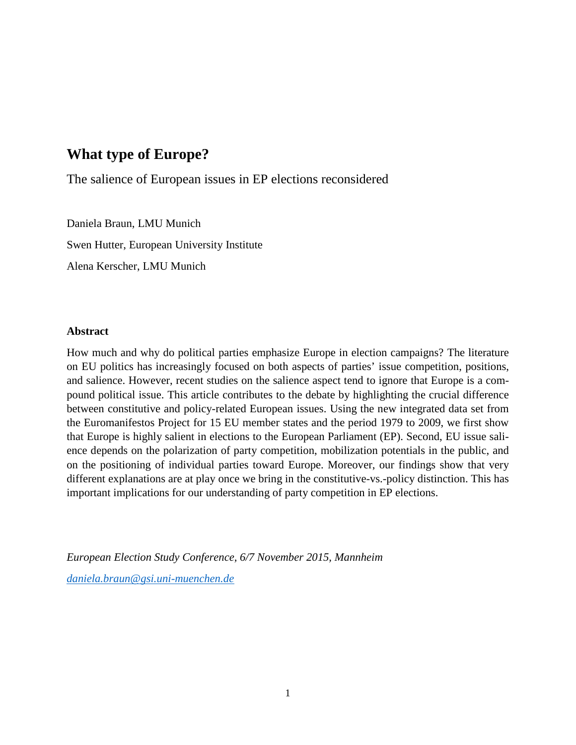# What type of Europe?

The salience of European issues in EP elections reconsidered

Daniela Braun, LMU Munich

Swen Hutter, European University Institute

Alena Kerscher, LMU Munich

### Abstract

How much and why do political parties emphasize Europe in election campaigns? The literature on EU politics has increasingly focused on both aspects of parties' issue competition, positions, and salience. However, recent studies on the salience aspect tend to ignore that Europe is a compound political issue. This article contributes to the debate by highlighting the crucial difference between constitutive and policy-related European issues. Using the new integrated data set from the Euromanifestos Project for 15 EU member states and the period 1979 to 2009, we first show that Europe is highly salient in elections to the European Parliament (EP). Second, EU issue salience depends on the polarization of party competition, mobilization potentials in the public, and on the positioning of individual parties toward Europe. Moreover, our findings show that very different explanations are at play once we bring in the constitutive-vs.-policy distinction. This has important implications for our understanding of party competition in EP elections.

*European Election Study Conference, 6/7 November 2015, Mannheim*

*daniela.braun@gsi.uni-muenchen.de*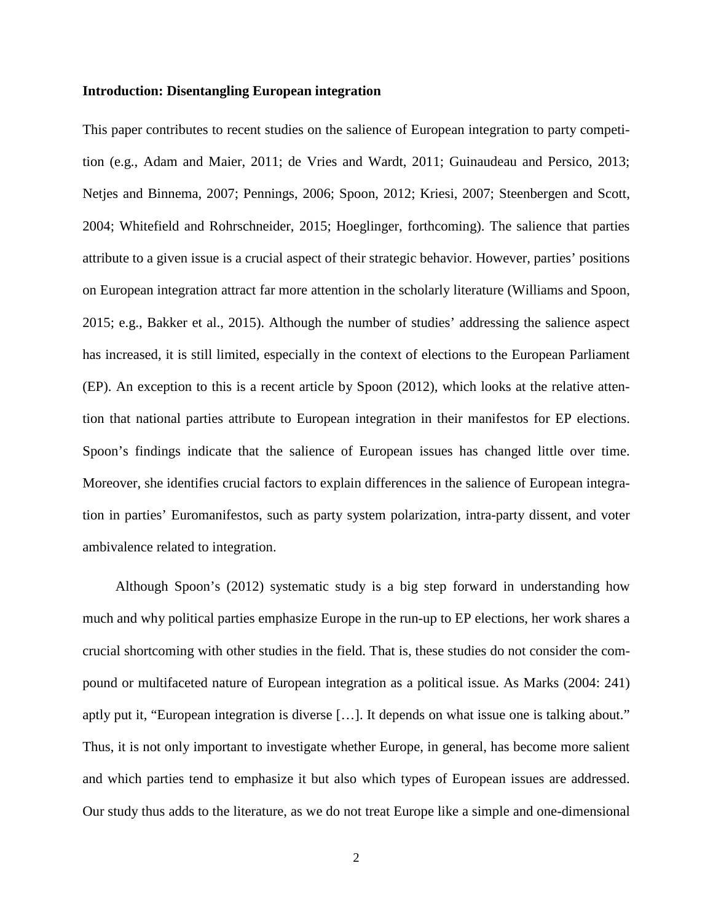**Introduction: Disentangling European integration**

This paper contributes to recent studies on the salience of European integration to party competition (e.g., Adam and Maier, 2011; de Vries and Wardt, 2011; Guinaudeau and Persico, 2013; Netjes and Binnema, 2007; Pennings, 2006; Spoon, 2012; Kriesi, 2007; Steenbergen and Scott, 2004; Whitefield and Rohrschneider, 2015; Hoeglinger, forthcoming). The salience that parties attribute to a given issue is a crucial aspect of their strategic behavior. However, parties' positions on European integration attract far more attention in the scholarly literature (Williams and Spoon, 2015; e.g., Bakker et al., 2015). Although the number of studies' addressing the salience aspect has increased, it is still limited, especially in the context of elections to the European Parliament (EP). An exception to this is a recent article by Spoon (2012), which looks at the relative attention that national parties attribute to European integration in their manifestos for EP elections. Spoon's findings indicate that the salience of European issues has changed little over time. Moreover, she identifies crucial factors to explain differences in the salience of European integration in parties' Euromanifestos, such as party system polarization, intra-party dissent, and voter ambivalence related to integration.

Although Spoon's (2012) systematic study is a big step forward in understanding how much and why political parties emphasize Europe in the run-up to EP elections, her work shares a crucial shortcoming with other studies in the field. That is, these studies do not consider the compound or multifaceted nature of European integration as a political issue. As Marks (2004: 241) aptly put it, "European integration is diverse […]. It depends on what issue one is talking about." Thus, it is not only important to investigate whether Europe, in general, has become more salient and which parties tend to emphasize it but also which types of European issues are addressed. Our study thus adds to the literature, as we do not treat Europe like a simple and one-dimensional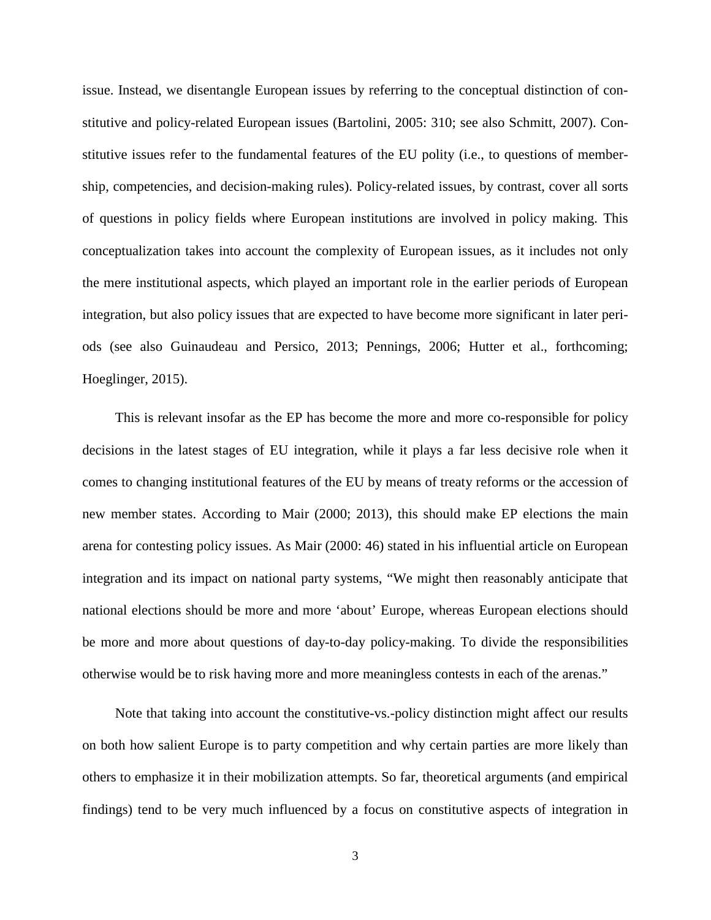issue. Instead, we disentangle European issues by referring to the conceptual distinction of constitutive and policy-related European issues (Bartolini, 2005: 310; see also Schmitt, 2007). Constitutive issues refer to the fundamental features of the EU polity (i.e., to questions of membership, competencies, and decision-making rules). Policy-related issues, by contrast, cover all sorts of questions in policy fields where European institutions are involved in policy making. This conceptualization takes into account the complexity of European issues, as it includes not only the mere institutional aspects, which played an important role in the earlier periods of European integration, but also policy issues that are expected to have become more significant in later periods (see also Guinaudeau and Persico, 2013; Pennings, 2006; Hutter et al., forthcoming; Hoeglinger, 2015).

This is relevant insofar as the EP has become the more and more co-responsible for policy decisions in the latest stages of EU integration, while it plays a far less decisive role when it comes to changing institutional features of the EU by means of treaty reforms or the accession of new member states. According to Mair (2000; 2013), this should make EP elections the main arena for contesting policy issues. As Mair (2000: 46) stated in his influential article on European integration and its impact on national party systems, "We might then reasonably anticipate that national elections should be more and more 'about' Europe, whereas European elections should be more and more about questions of day-to-day policy-making. To divide the responsibilities otherwise would be to risk having more and more meaningless contests in each of the arenas."

Note that taking into account the constitutive-vs.-policy distinction might affect our results on both how salient Europe is to party competition and why certain parties are more likely than others to emphasize it in their mobilization attempts. So far, theoretical arguments (and empirical findings) tend to be very much influenced by a focus on constitutive aspects of integration in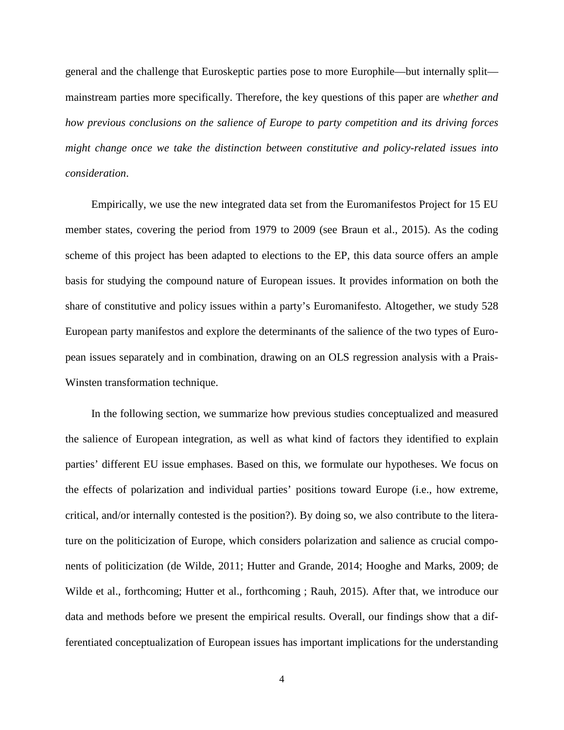general and the challenge that Euroskeptic parties pose to more Europhile—but internally split—mainstream parties more specifically. Therefore, the key questions of this paper are *whether and how previous conclusions on the salience of Europe to party competition and its driving forces might change once we take the distinction between constitutive and policy-related issues into consideration*.

Empirically, we use the new integrated data set from the Euromanifestos Project for 15 EU member states, covering the period from 1979 to 2009 (see Braun et al., 2015). As the coding scheme of this project has been adapted to elections to the EP, this data source offers an ample basis for studying the compound nature of European issues. It provides information on both the share of constitutive and policy issues within a party's Euromanifesto. Altogether, we study 528 European party manifestos and explore the determinants of the salience of the two types of European issues separately and in combination, drawing on an OLS regression analysis with a Prais-Winsten transformation technique.

In the following section, we summarize how previous studies conceptualized and measured the salience of European integration, as well as what kind of factors they identified to explain parties' different EU issue emphases. Based on this, we formulate our hypotheses. We focus on the effects of polarization and individual parties' positions toward Europe (i.e., how extreme, critical, and/or internally contested is the position?). By doing so, we also contribute to the literature on the politicization of Europe, which considers polarization and salience as crucial components of politicization (de Wilde, 2011; Hutter and Grande, 2014; Hooghe and Marks, 2009; de Wilde et al., forthcoming; Hutter et al., forthcoming ; Rauh, 2015). After that, we introduce our data and methods before we present the empirical results. Overall, our findings show that a differentiated conceptualization of European issues has important implications for the understanding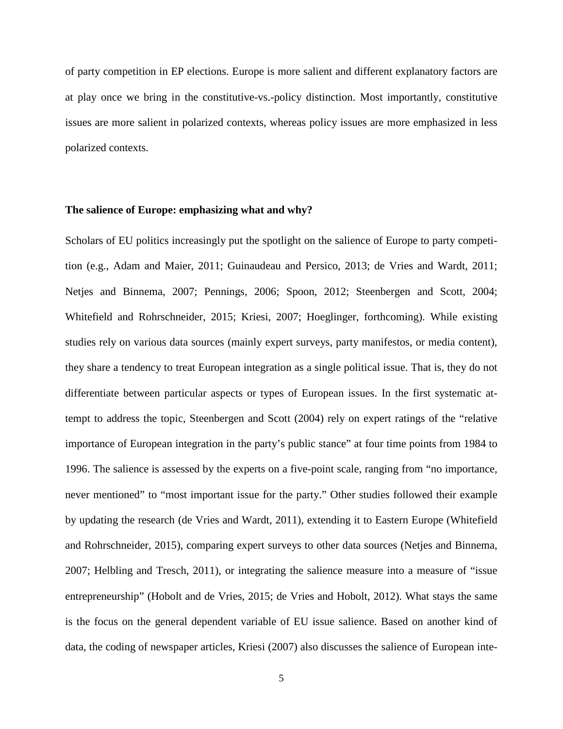of party competition in EP elections. Europe is more salient and different explanatory factors are at play once we bring in the constitutive-vs.-policy distinction. Most importantly, constitutive issues are more salient in polarized contexts, whereas policy issues are more emphasized in less polarized contexts.

**The salience of Europe: emphasizing what and why?**

Scholars of EU politics increasingly put the spotlight on the salience of Europe to party competition (e.g., Adam and Maier, 2011; Guinaudeau and Persico, 2013; de Vries and Wardt, 2011; Netjes and Binnema, 2007; Pennings, 2006; Spoon, 2012; Steenbergen and Scott, 2004; Whitefield and Rohrschneider, 2015; Kriesi, 2007; Hoeglinger, forthcoming). While existing studies rely on various data sources (mainly expert surveys, party manifestos, or media content), they share a tendency to treat European integration as a single political issue. That is, they do not differentiate between particular aspects or types of European issues. In the first systematic attempt to address the topic, Steenbergen and Scott (2004) rely on expert ratings of the "relative importance of European integration in the party's public stance" at four time points from 1984 to 1996. The salience is assessed by the experts on a five-point scale, ranging from "no importance, never mentioned" to "most important issue for the party." Other studies followed their example by updating the research (de Vries and Wardt, 2011), extending it to Eastern Europe (Whitefield and Rohrschneider, 2015), comparing expert surveys to other data sources (Netjes and Binnema, 2007; Helbling and Tresch, 2011), or integrating the salience measure into a measure of "issue entrepreneurship" (Hobolt and de Vries, 2015; de Vries and Hobolt, 2012). What stays the same is the focus on the general dependent variable of EU issue salience. Based on another kind of data, the coding of newspaper articles, Kriesi (2007) also discusses the salience of European inte-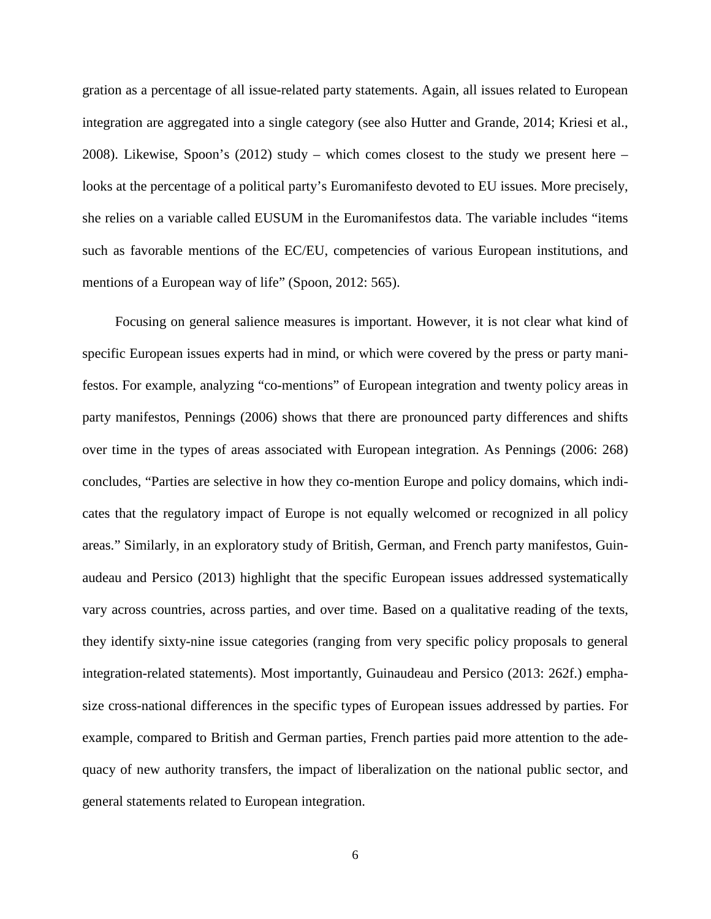gration as a percentage of all issue-related party statements. Again, all issues related to European integration are aggregated into a single category (see also Hutter and Grande, 2014; Kriesi et al., 2008). Likewise, Spoon's (2012) study – which comes closest to the study we present here – looks at the percentage of a political party's Euromanifesto devoted to EU issues. More precisely, she relies on a variable called EUSUM in the Euromanifestos data. The variable includes "items such as favorable mentions of the EC/EU, competencies of various European institutions, and mentions of a European way of life" (Spoon, 2012: 565).

Focusing on general salience measures is important. However, it is not clear what kind of specific European issues experts had in mind, or which were covered by the press or party manifestos. For example, analyzing "co-mentions" of European integration and twenty policy areas in party manifestos, Pennings (2006) shows that there are pronounced party differences and shifts over time in the types of areas associated with European integration. As Pennings (2006: 268) concludes, "Parties are selective in how they co-mention Europe and policy domains, which indicates that the regulatory impact of Europe is not equally welcomed or recognized in all policy areas." Similarly, in an exploratory study of British, German, and French party manifestos, Guinaudeau and Persico (2013) highlight that the specific European issues addressed systematically vary across countries, across parties, and over time. Based on a qualitative reading of the texts, they identify sixty-nine issue categories (ranging from very specific policy proposals to general integration-related statements). Most importantly, Guinaudeau and Persico (2013: 262f.) emphasize cross-national differences in the specific types of European issues addressed by parties. For example, compared to British and German parties, French parties paid more attention to the adequacy of new authority transfers, the impact of liberalization on the national public sector, and general statements related to European integration.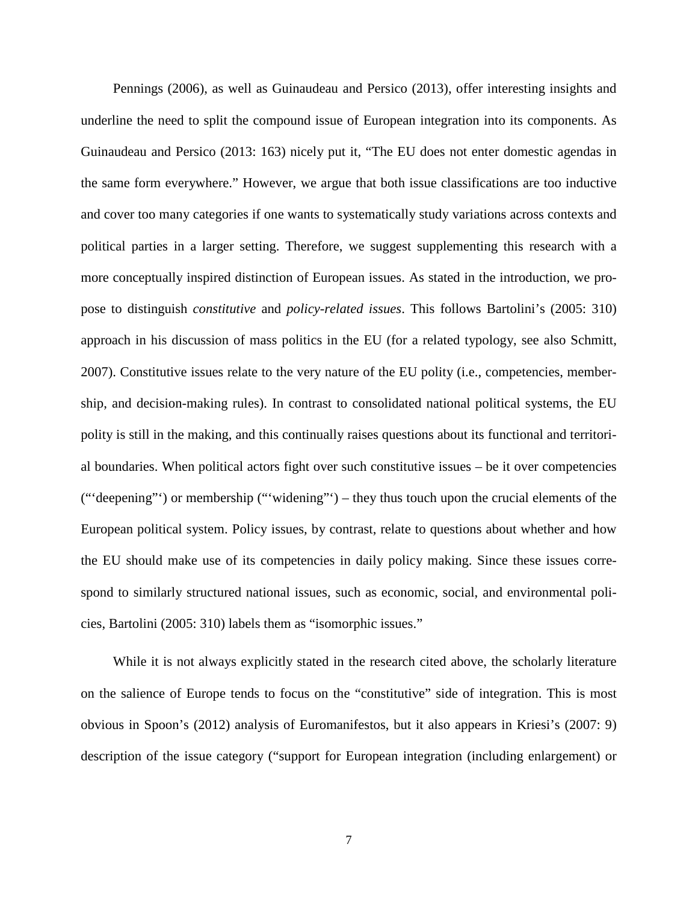Pennings (2006), as well as Guinaudeau and Persico (2013), offer interesting insights and underline the need to split the compound issue of European integration into its components. As Guinaudeau and Persico (2013: 163) nicely put it, "The EU does not enter domestic agendas in the same form everywhere." However, we argue that both issue classifications are too inductive and cover too many categories if one wants to systematically study variations across contexts and political parties in a larger setting. Therefore, we suggest supplementing this research with a more conceptually inspired distinction of European issues. As stated in the introduction, we propose to distinguish *constitutive* and *policy-related issues*. This follows Bartolini's (2005: 310) approach in his discussion of mass politics in the EU (for a related typology, see also Schmitt, 2007). Constitutive issues relate to the very nature of the EU polity (i.e., competencies, membership, and decision-making rules). In contrast to consolidated national political systems, the EU polity is still in the making, and this continually raises questions about its functional and territorial boundaries. When political actors fight over such constitutive issues – be it over competencies ("'deepening"') or membership ("'widening"') – they thus touch upon the crucial elements of the European political system. Policy issues, by contrast, relate to questions about whether and how the EU should make use of its competencies in daily policy making. Since these issues correspond to similarly structured national issues, such as economic, social, and environmental policies, Bartolini (2005: 310) labels them as "isomorphic issues."

While it is not always explicitly stated in the research cited above, the scholarly literature on the salience of Europe tends to focus on the "constitutive" side of integration. This is most obvious in Spoon's (2012) analysis of Euromanifestos, but it also appears in Kriesi's (2007: 9) description of the issue category ("support for European integration (including enlargement) or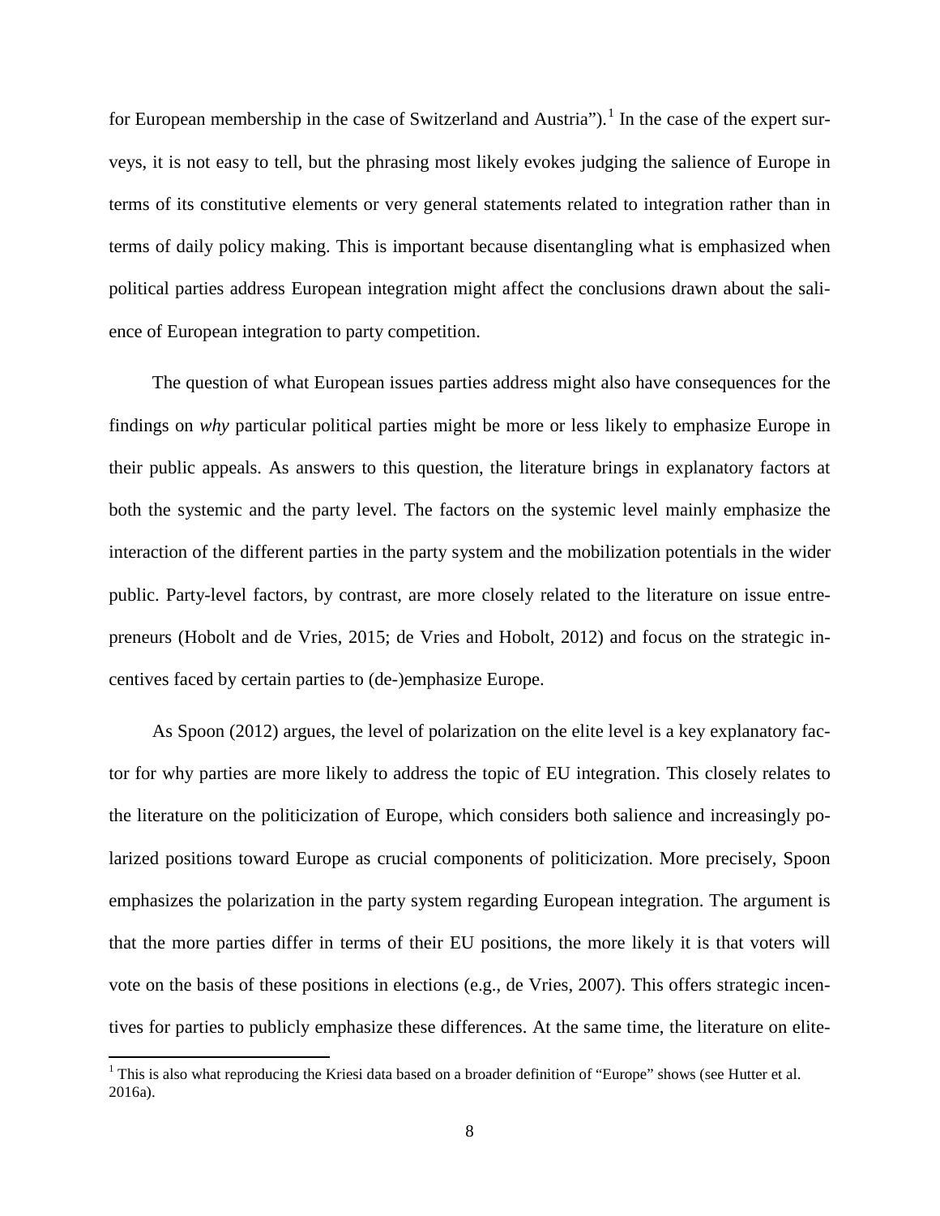for European membership in the case of Switzerland and Austria").[1] In the case of the expert surveys, it is not easy to tell, but the phrasing most likely evokes judging the salience of Europe in terms of its constitutive elements or very general statements related to integration rather than in terms of daily policy making. This is important because disentangling what is emphasized when political parties address European integration might affect the conclusions drawn about the salience of European integration to party competition.

The question of what European issues parties address might also have consequences for the findings on *why* particular political parties might be more or less likely to emphasize Europe in their public appeals. As answers to this question, the literature brings in explanatory factors at both the systemic and the party level. The factors on the systemic level mainly emphasize the interaction of the different parties in the party system and the mobilization potentials in the wider public. Party-level factors, by contrast, are more closely related to the literature on issue entrepreneurs (Hobolt and de Vries, 2015; de Vries and Hobolt, 2012) and focus on the strategic incentives faced by certain parties to (de-)emphasize Europe.

As Spoon (2012) argues, the level of polarization on the elite level is a key explanatory factor for why parties are more likely to address the topic of EU integration. This closely relates to the literature on the politicization of Europe, which considers both salience and increasingly polarized positions toward Europe as crucial components of politicization. More precisely, Spoon emphasizes the polarization in the party system regarding European integration. The argument is that the more parties differ in terms of their EU positions, the more likely it is that voters will vote on the basis of these positions in elections (e.g., de Vries, 2007). This offers strategic incentives for parties to publicly emphasize these differences. At the same time, the literature on elite-

[1] This is also what reproducing the Kriesi data based on a broader definition of "Europe" shows (see Hutter et al. 2016a).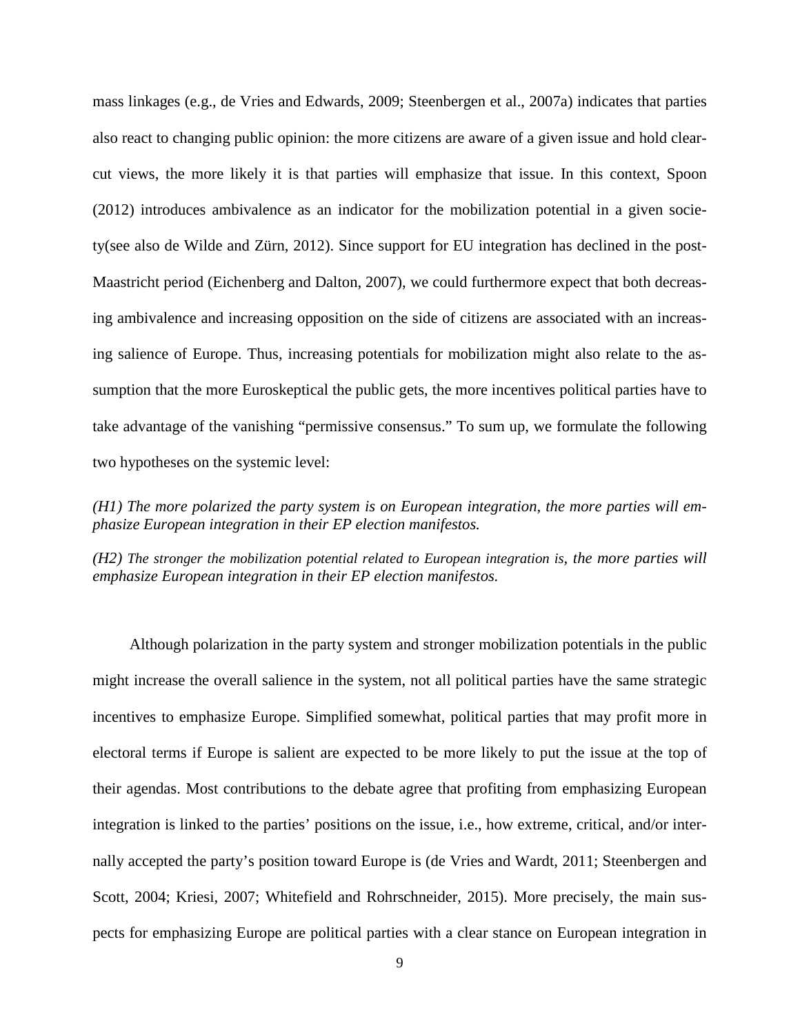mass linkages (e.g., de Vries and Edwards, 2009; Steenbergen et al., 2007a) indicates that parties also react to changing public opinion: the more citizens are aware of a given issue and hold clear-cut views, the more likely it is that parties will emphasize that issue. In this context, Spoon (2012) introduces ambivalence as an indicator for the mobilization potential in a given society(see also de Wilde and Zürn, 2012). Since support for EU integration has declined in the post-Maastricht period (Eichenberg and Dalton, 2007), we could furthermore expect that both decreasing ambivalence and increasing opposition on the side of citizens are associated with an increasing salience of Europe. Thus, increasing potentials for mobilization might also relate to the assumption that the more Euroskeptical the public gets, the more incentives political parties have to take advantage of the vanishing "permissive consensus." To sum up, we formulate the following two hypotheses on the systemic level:

*(H1) The more polarized the party system is on European integration, the more parties will emphasize European integration in their EP election manifestos.*

*(H2) The stronger the mobilization potential related to European integration is, the more parties will emphasize European integration in their EP election manifestos.*

Although polarization in the party system and stronger mobilization potentials in the public might increase the overall salience in the system, not all political parties have the same strategic incentives to emphasize Europe. Simplified somewhat, political parties that may profit more in electoral terms if Europe is salient are expected to be more likely to put the issue at the top of their agendas. Most contributions to the debate agree that profiting from emphasizing European integration is linked to the parties' positions on the issue, i.e., how extreme, critical, and/or internally accepted the party's position toward Europe is (de Vries and Wardt, 2011; Steenbergen and Scott, 2004; Kriesi, 2007; Whitefield and Rohrschneider, 2015). More precisely, the main suspects for emphasizing Europe are political parties with a clear stance on European integration in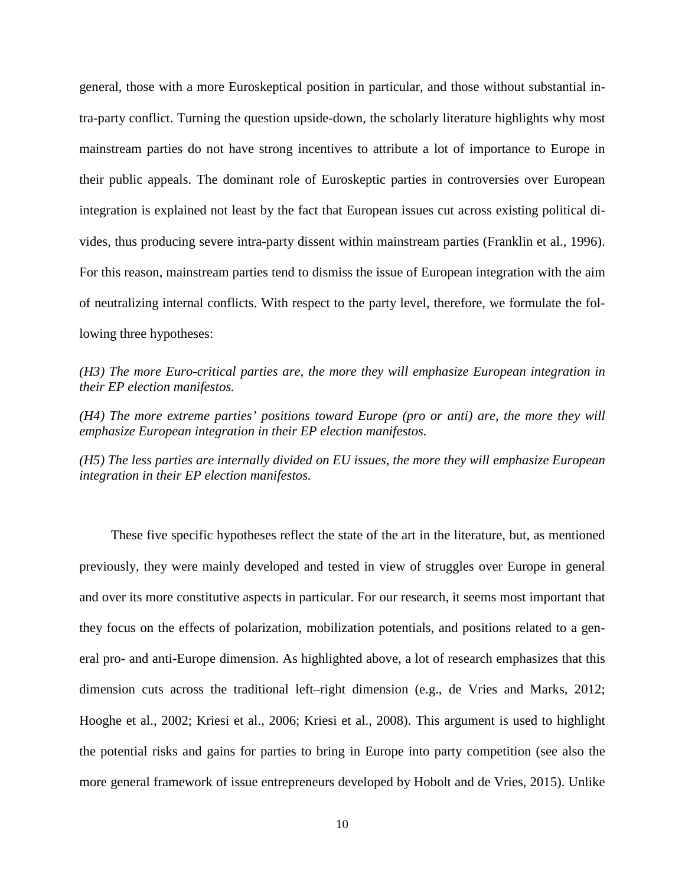general, those with a more Euroskeptical position in particular, and those without substantial intra-party conflict. Turning the question upside-down, the scholarly literature highlights why most mainstream parties do not have strong incentives to attribute a lot of importance to Europe in their public appeals. The dominant role of Euroskeptic parties in controversies over European integration is explained not least by the fact that European issues cut across existing political divides, thus producing severe intra-party dissent within mainstream parties (Franklin et al., 1996). For this reason, mainstream parties tend to dismiss the issue of European integration with the aim of neutralizing internal conflicts. With respect to the party level, therefore, we formulate the following three hypotheses:

*(H3) The more Euro-critical parties are, the more they will emphasize European integration in their EP election manifestos.*

*(H4) The more extreme parties' positions toward Europe (pro or anti) are, the more they will emphasize European integration in their EP election manifestos.*

*(H5) The less parties are internally divided on EU issues, the more they will emphasize European integration in their EP election manifestos.*

These five specific hypotheses reflect the state of the art in the literature, but, as mentioned previously, they were mainly developed and tested in view of struggles over Europe in general and over its more constitutive aspects in particular. For our research, it seems most important that they focus on the effects of polarization, mobilization potentials, and positions related to a general pro- and anti-Europe dimension. As highlighted above, a lot of research emphasizes that this dimension cuts across the traditional left–right dimension (e.g., de Vries and Marks, 2012; Hooghe et al., 2002; Kriesi et al., 2006; Kriesi et al., 2008). This argument is used to highlight the potential risks and gains for parties to bring in Europe into party competition (see also the more general framework of issue entrepreneurs developed by Hobolt and de Vries, 2015). Unlike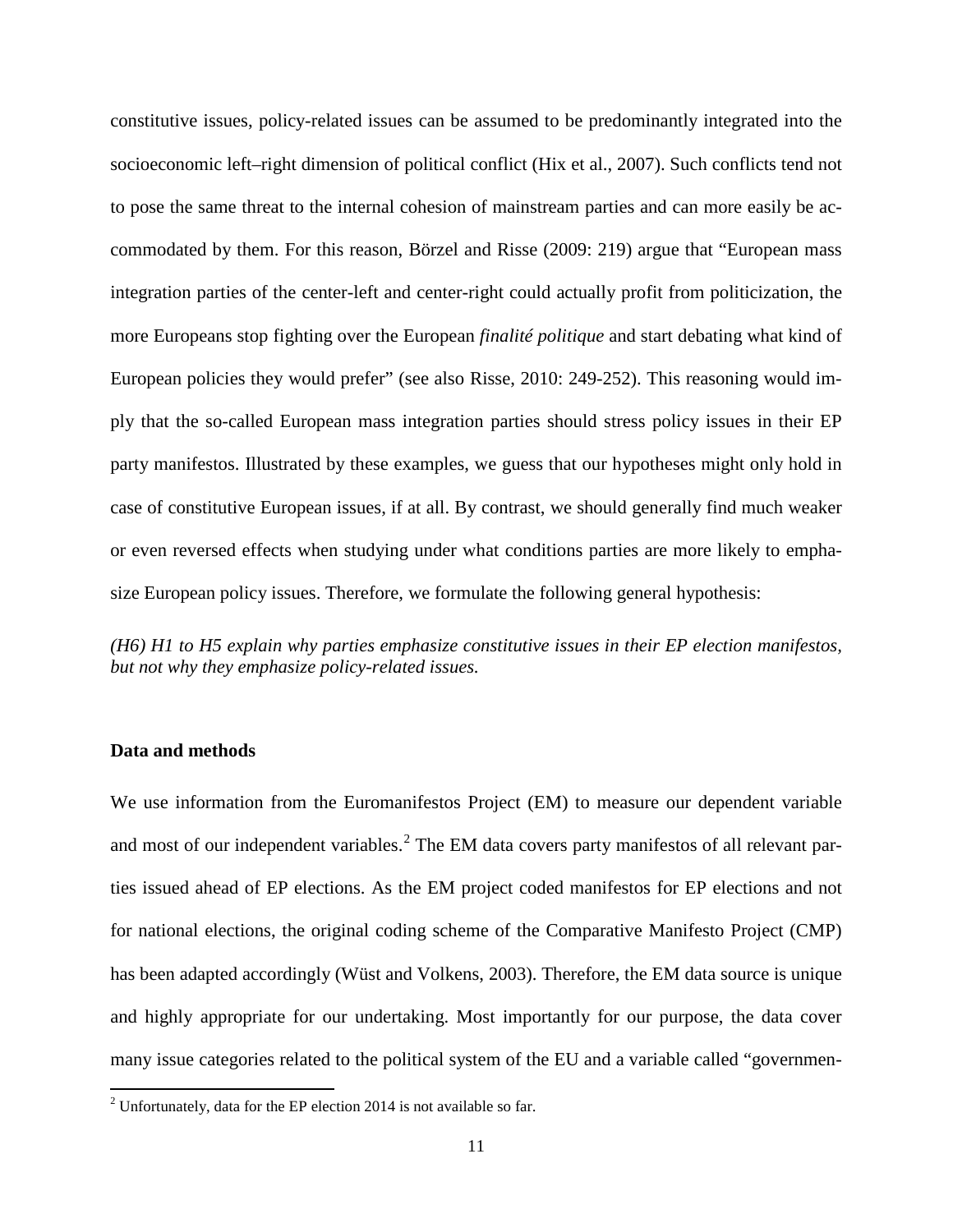constitutive issues, policy-related issues can be assumed to be predominantly integrated into the socioeconomic left–right dimension of political conflict (Hix et al., 2007). Such conflicts tend not to pose the same threat to the internal cohesion of mainstream parties and can more easily be accommodated by them. For this reason, Börzel and Risse (2009: 219) argue that "European mass integration parties of the center-left and center-right could actually profit from politicization, the more Europeans stop fighting over the European *finalité politique* and start debating what kind of European policies they would prefer" (see also Risse, 2010: 249-252). This reasoning would imply that the so-called European mass integration parties should stress policy issues in their EP party manifestos. Illustrated by these examples, we guess that our hypotheses might only hold in case of constitutive European issues, if at all. By contrast, we should generally find much weaker or even reversed effects when studying under what conditions parties are more likely to emphasize European policy issues. Therefore, we formulate the following general hypothesis:

*(H6) H1 to H5 explain why parties emphasize constitutive issues in their EP election manifestos, but not why they emphasize policy-related issues.*

## Data and methods

We use information from the Euromanifestos Project (EM) to measure our dependent variable and most of our independent variables.[2] The EM data covers party manifestos of all relevant parties issued ahead of EP elections. As the EM project coded manifestos for EP elections and not for national elections, the original coding scheme of the Comparative Manifesto Project (CMP) has been adapted accordingly (Wüst and Volkens, 2003). Therefore, the EM data source is unique and highly appropriate for our undertaking. Most importantly for our purpose, the data cover many issue categories related to the political system of the EU and a variable called "governmen-

[2] Unfortunately, data for the EP election 2014 is not available so far.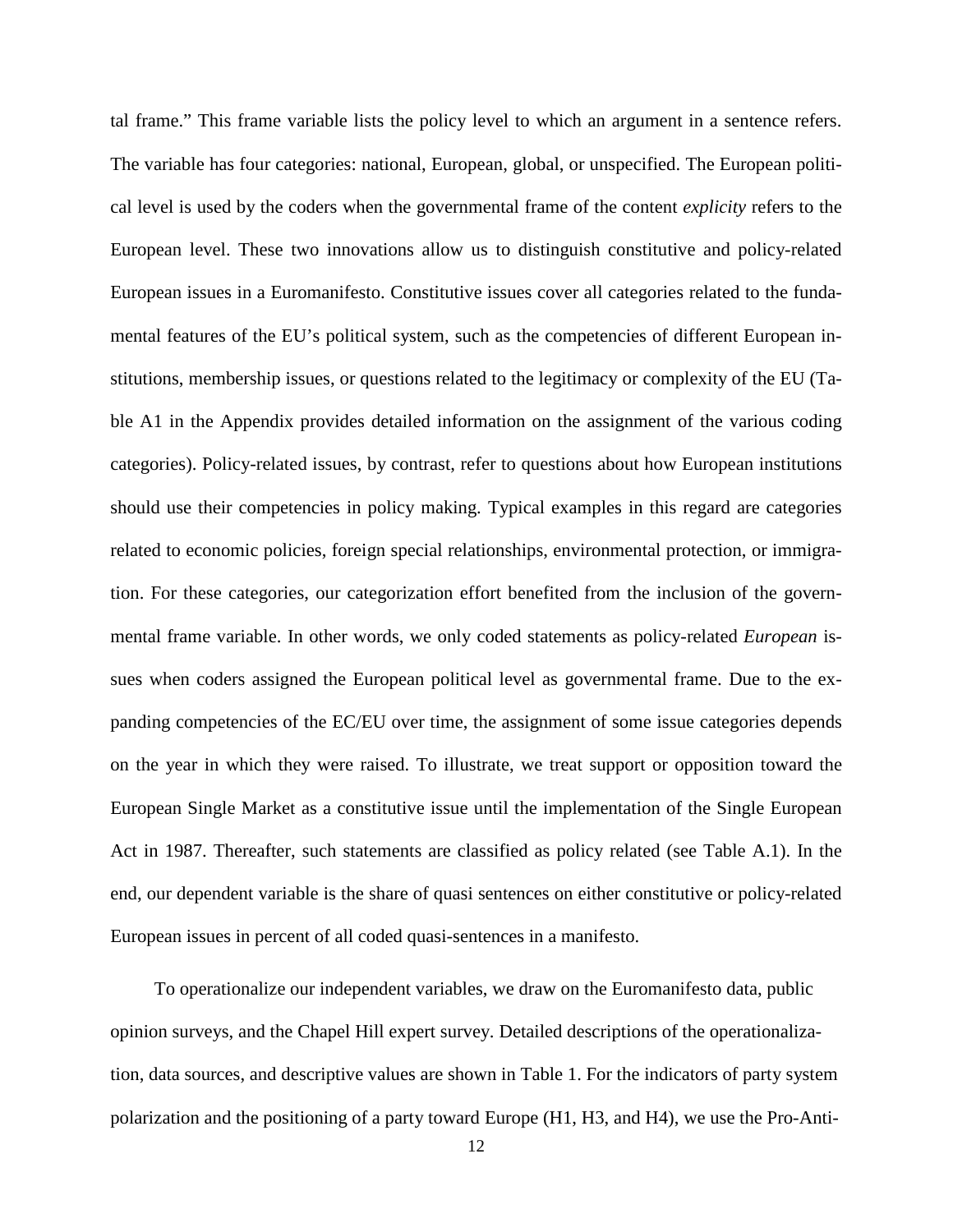tal frame." This frame variable lists the policy level to which an argument in a sentence refers. The variable has four categories: national, European, global, or unspecified. The European political level is used by the coders when the governmental frame of the content *explicity* refers to the European level. These two innovations allow us to distinguish constitutive and policy-related European issues in a Euromanifesto. Constitutive issues cover all categories related to the fundamental features of the EU's political system, such as the competencies of different European institutions, membership issues, or questions related to the legitimacy or complexity of the EU (Table A1 in the Appendix provides detailed information on the assignment of the various coding categories). Policy-related issues, by contrast, refer to questions about how European institutions should use their competencies in policy making. Typical examples in this regard are categories related to economic policies, foreign special relationships, environmental protection, or immigration. For these categories, our categorization effort benefited from the inclusion of the governmental frame variable. In other words, we only coded statements as policy-related *European* issues when coders assigned the European political level as governmental frame. Due to the expanding competencies of the EC/EU over time, the assignment of some issue categories depends on the year in which they were raised. To illustrate, we treat support or opposition toward the European Single Market as a constitutive issue until the implementation of the Single European Act in 1987. Thereafter, such statements are classified as policy related (see Table A.1). In the end, our dependent variable is the share of quasi sentences on either constitutive or policy-related European issues in percent of all coded quasi-sentences in a manifesto.

To operationalize our independent variables, we draw on the Euromanifesto data, public opinion surveys, and the Chapel Hill expert survey. Detailed descriptions of the operationalization, data sources, and descriptive values are shown in Table 1. For the indicators of party system polarization and the positioning of a party toward Europe (H1, H3, and H4), we use the Pro-Anti-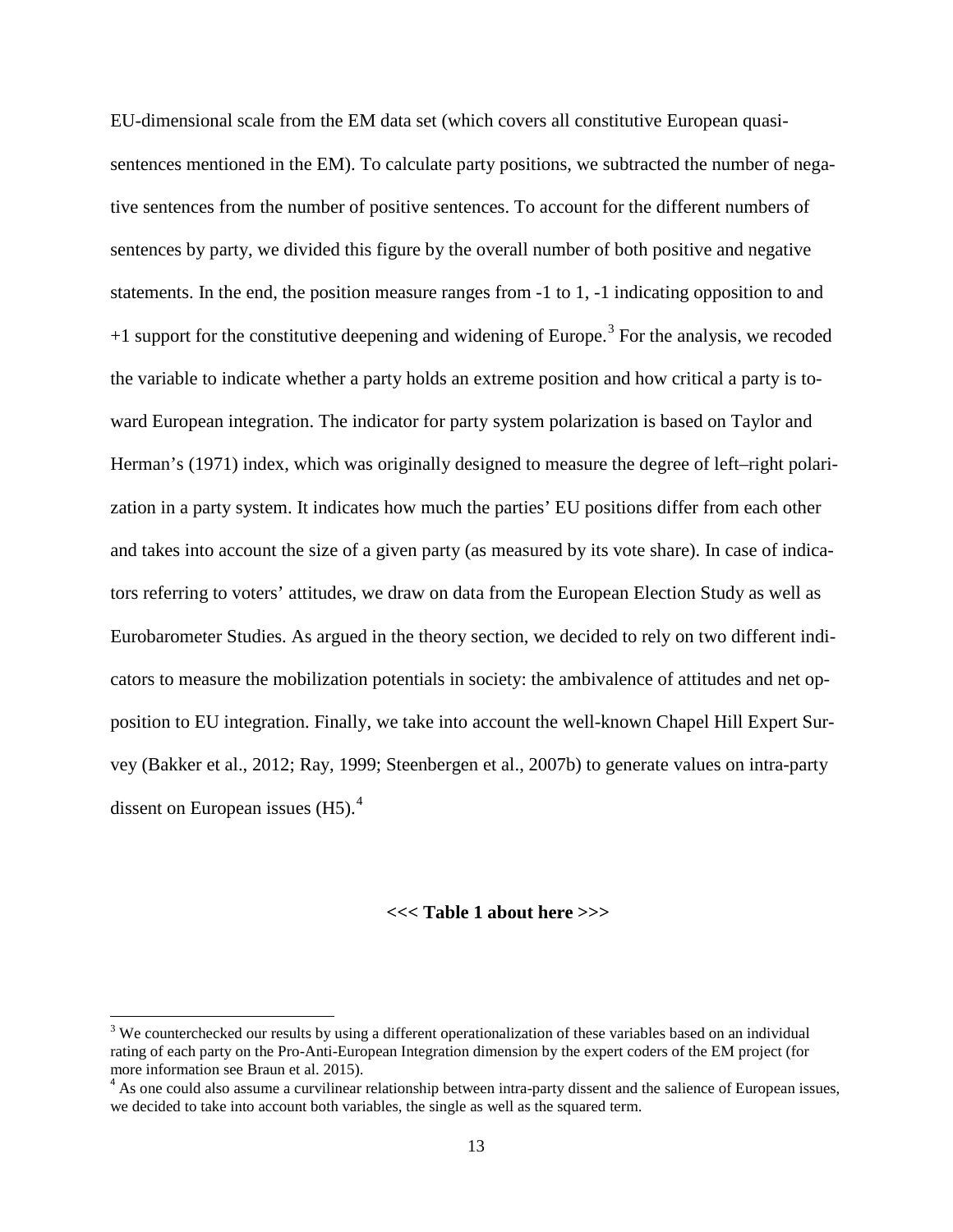EU-dimensional scale from the EM data set (which covers all constitutive European quasi-sentences mentioned in the EM). To calculate party positions, we subtracted the number of negative sentences from the number of positive sentences. To account for the different numbers of sentences by party, we divided this figure by the overall number of both positive and negative statements. In the end, the position measure ranges from -1 to 1, -1 indicating opposition to and +1 support for the constitutive deepening and widening of Europe.[3] For the analysis, we recoded the variable to indicate whether a party holds an extreme position and how critical a party is toward European integration. The indicator for party system polarization is based on Taylor and Herman's (1971) index, which was originally designed to measure the degree of left–right polarization in a party system. It indicates how much the parties' EU positions differ from each other and takes into account the size of a given party (as measured by its vote share). In case of indicators referring to voters' attitudes, we draw on data from the European Election Study as well as Eurobarometer Studies. As argued in the theory section, we decided to rely on two different indicators to measure the mobilization potentials in society: the ambivalence of attitudes and net opposition to EU integration. Finally, we take into account the well-known Chapel Hill Expert Survey (Bakker et al., 2012; Ray, 1999; Steenbergen et al., 2007b) to generate values on intra-party dissent on European issues (H5).[4]

**<<< Table 1 about here >>>**

[3] We counterchecked our results by using a different operationalization of these variables based on an individual rating of each party on the Pro-Anti-European Integration dimension by the expert coders of the EM project (for more information see Braun et al. 2015).

[4] As one could also assume a curvilinear relationship between intra-party dissent and the salience of European issues, we decided to take into account both variables, the single as well as the squared term.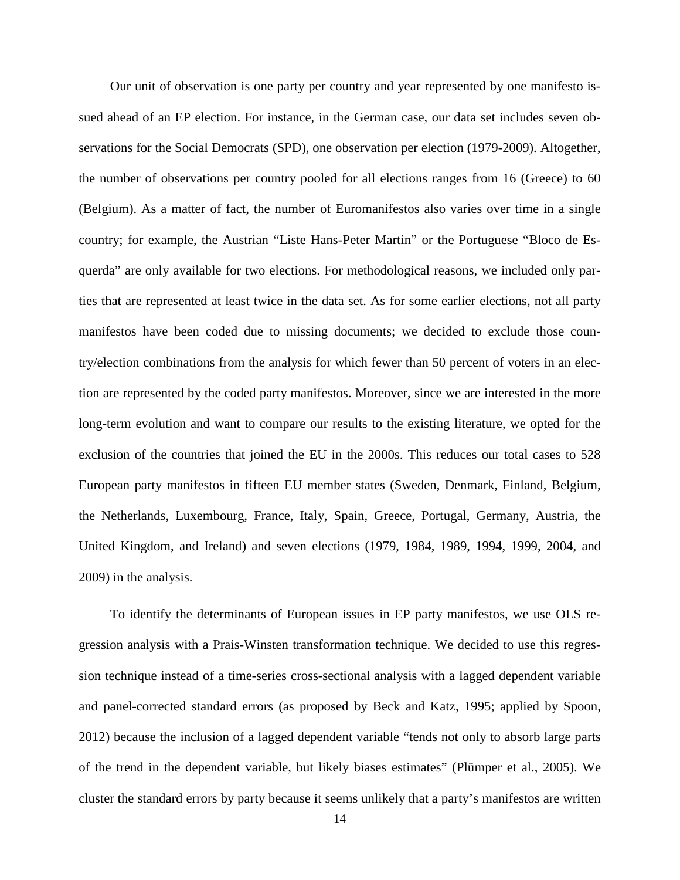Our unit of observation is one party per country and year represented by one manifesto issued ahead of an EP election. For instance, in the German case, our data set includes seven observations for the Social Democrats (SPD), one observation per election (1979-2009). Altogether, the number of observations per country pooled for all elections ranges from 16 (Greece) to 60 (Belgium). As a matter of fact, the number of Euromanifestos also varies over time in a single country; for example, the Austrian "Liste Hans-Peter Martin" or the Portuguese "Bloco de Esquerda" are only available for two elections. For methodological reasons, we included only parties that are represented at least twice in the data set. As for some earlier elections, not all party manifestos have been coded due to missing documents; we decided to exclude those country/election combinations from the analysis for which fewer than 50 percent of voters in an election are represented by the coded party manifestos. Moreover, since we are interested in the more long-term evolution and want to compare our results to the existing literature, we opted for the exclusion of the countries that joined the EU in the 2000s. This reduces our total cases to 528 European party manifestos in fifteen EU member states (Sweden, Denmark, Finland, Belgium, the Netherlands, Luxembourg, France, Italy, Spain, Greece, Portugal, Germany, Austria, the United Kingdom, and Ireland) and seven elections (1979, 1984, 1989, 1994, 1999, 2004, and 2009) in the analysis.

To identify the determinants of European issues in EP party manifestos, we use OLS regression analysis with a Prais-Winsten transformation technique. We decided to use this regression technique instead of a time-series cross-sectional analysis with a lagged dependent variable and panel-corrected standard errors (as proposed by Beck and Katz, 1995; applied by Spoon, 2012) because the inclusion of a lagged dependent variable "tends not only to absorb large parts of the trend in the dependent variable, but likely biases estimates" (Plümper et al., 2005). We cluster the standard errors by party because it seems unlikely that a party's manifestos are written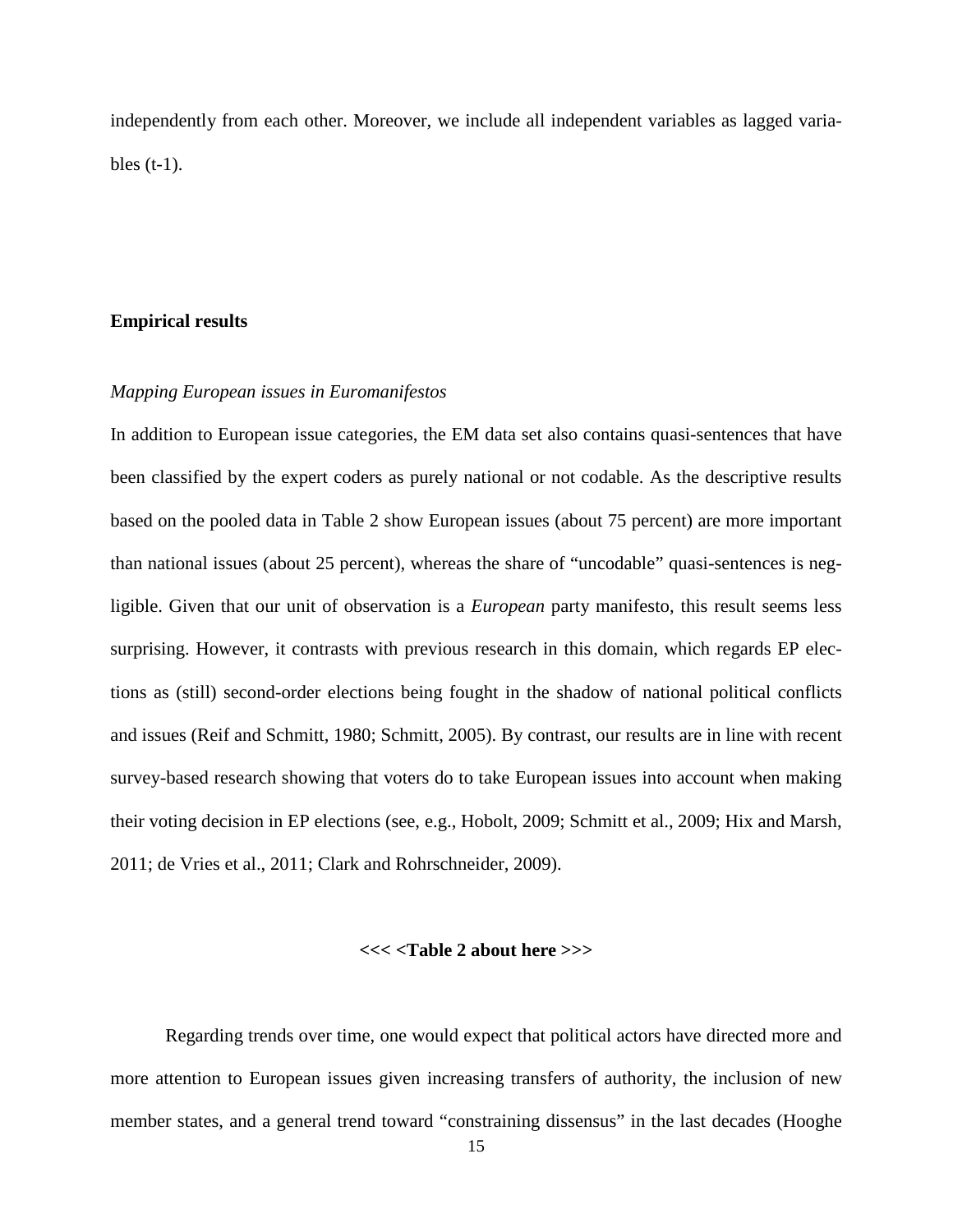independently from each other. Moreover, we include all independent variables as lagged variables (t-1).

## Empirical results

### *Mapping European issues in Euromanifestos*

In addition to European issue categories, the EM data set also contains quasi-sentences that have been classified by the expert coders as purely national or not codable. As the descriptive results based on the pooled data in Table 2 show European issues (about 75 percent) are more important than national issues (about 25 percent), whereas the share of "uncodable" quasi-sentences is negligible. Given that our unit of observation is a *European* party manifesto, this result seems less surprising. However, it contrasts with previous research in this domain, which regards EP elections as (still) second-order elections being fought in the shadow of national political conflicts and issues (Reif and Schmitt, 1980; Schmitt, 2005). By contrast, our results are in line with recent survey-based research showing that voters do to take European issues into account when making their voting decision in EP elections (see, e.g., Hobolt, 2009; Schmitt et al., 2009; Hix and Marsh, 2011; de Vries et al., 2011; Clark and Rohrschneider, 2009).

**<<< <Table 2 about here >>>**

Regarding trends over time, one would expect that political actors have directed more and more attention to European issues given increasing transfers of authority, the inclusion of new member states, and a general trend toward "constraining dissensus" in the last decades (Hooghe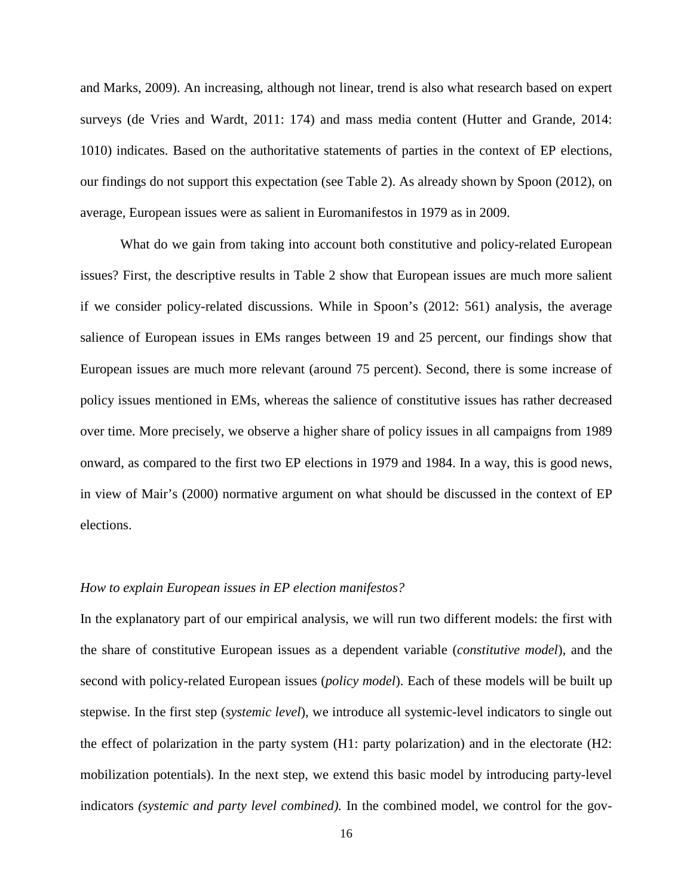and Marks, 2009). An increasing, although not linear, trend is also what research based on expert surveys (de Vries and Wardt, 2011: 174) and mass media content (Hutter and Grande, 2014: 1010) indicates. Based on the authoritative statements of parties in the context of EP elections, our findings do not support this expectation (see Table 2). As already shown by Spoon (2012), on average, European issues were as salient in Euromanifestos in 1979 as in 2009.

What do we gain from taking into account both constitutive and policy-related European issues? First, the descriptive results in Table 2 show that European issues are much more salient if we consider policy-related discussions. While in Spoon's (2012: 561) analysis, the average salience of European issues in EMs ranges between 19 and 25 percent, our findings show that European issues are much more relevant (around 75 percent). Second, there is some increase of policy issues mentioned in EMs, whereas the salience of constitutive issues has rather decreased over time. More precisely, we observe a higher share of policy issues in all campaigns from 1989 onward, as compared to the first two EP elections in 1979 and 1984. In a way, this is good news, in view of Mair's (2000) normative argument on what should be discussed in the context of EP elections.

*How to explain European issues in EP election manifestos?*

In the explanatory part of our empirical analysis, we will run two different models: the first with the share of constitutive European issues as a dependent variable (*constitutive model*), and the second with policy-related European issues (*policy model*). Each of these models will be built up stepwise. In the first step (*systemic level*), we introduce all systemic-level indicators to single out the effect of polarization in the party system (H1: party polarization) and in the electorate (H2: mobilization potentials). In the next step, we extend this basic model by introducing party-level indicators *(systemic and party level combined).* In the combined model, we control for the gov-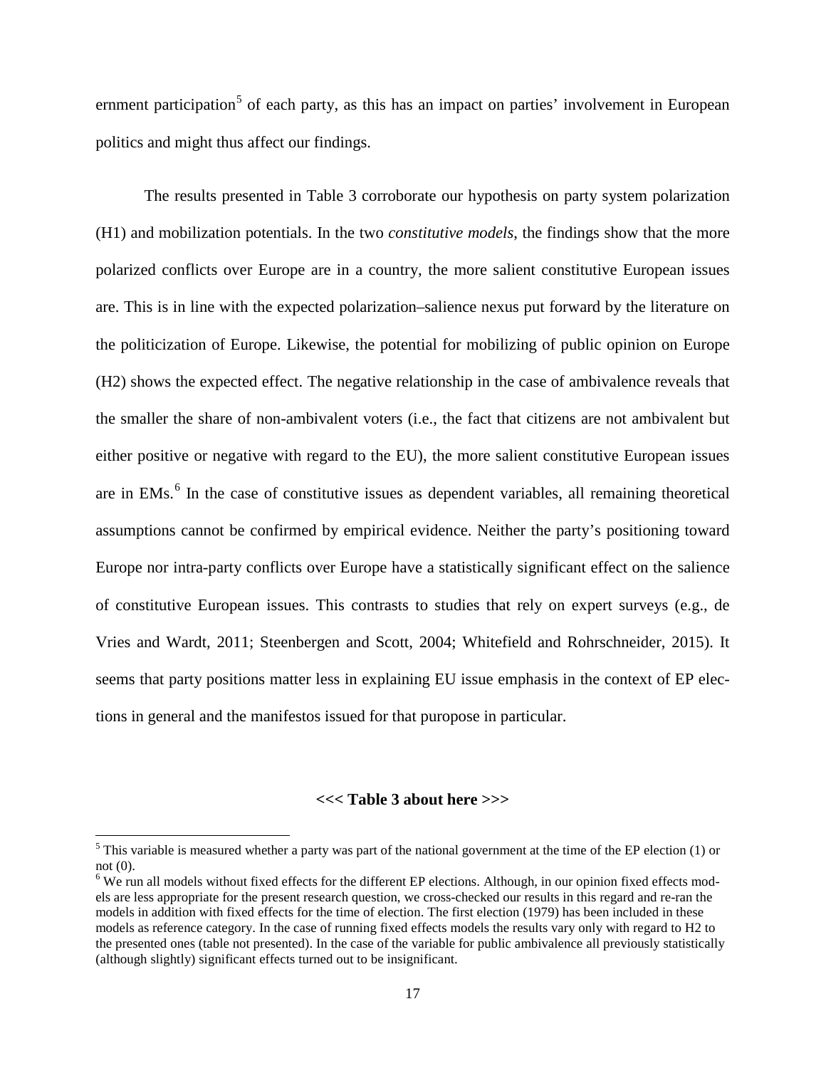ernment participation[5] of each party, as this has an impact on parties' involvement in European politics and might thus affect our findings.

The results presented in Table 3 corroborate our hypothesis on party system polarization (H1) and mobilization potentials. In the two *constitutive models*, the findings show that the more polarized conflicts over Europe are in a country, the more salient constitutive European issues are. This is in line with the expected polarization–salience nexus put forward by the literature on the politicization of Europe. Likewise, the potential for mobilizing of public opinion on Europe (H2) shows the expected effect. The negative relationship in the case of ambivalence reveals that the smaller the share of non-ambivalent voters (i.e., the fact that citizens are not ambivalent but either positive or negative with regard to the EU), the more salient constitutive European issues are in EMs.[6] In the case of constitutive issues as dependent variables, all remaining theoretical assumptions cannot be confirmed by empirical evidence. Neither the party's positioning toward Europe nor intra-party conflicts over Europe have a statistically significant effect on the salience of constitutive European issues. This contrasts to studies that rely on expert surveys (e.g., de Vries and Wardt, 2011; Steenbergen and Scott, 2004; Whitefield and Rohrschneider, 2015). It seems that party positions matter less in explaining EU issue emphasis in the context of EP elections in general and the manifestos issued for that puropose in particular.

**<<< Table 3 about here >>>**

[5] This variable is measured whether a party was part of the national government at the time of the EP election (1) or not (0).

[6] We run all models without fixed effects for the different EP elections. Although, in our opinion fixed effects models are less appropriate for the present research question, we cross-checked our results in this regard and re-ran the models in addition with fixed effects for the time of election. The first election (1979) has been included in these models as reference category. In the case of running fixed effects models the results vary only with regard to H2 to the presented ones (table not presented). In the case of the variable for public ambivalence all previously statistically (although slightly) significant effects turned out to be insignificant.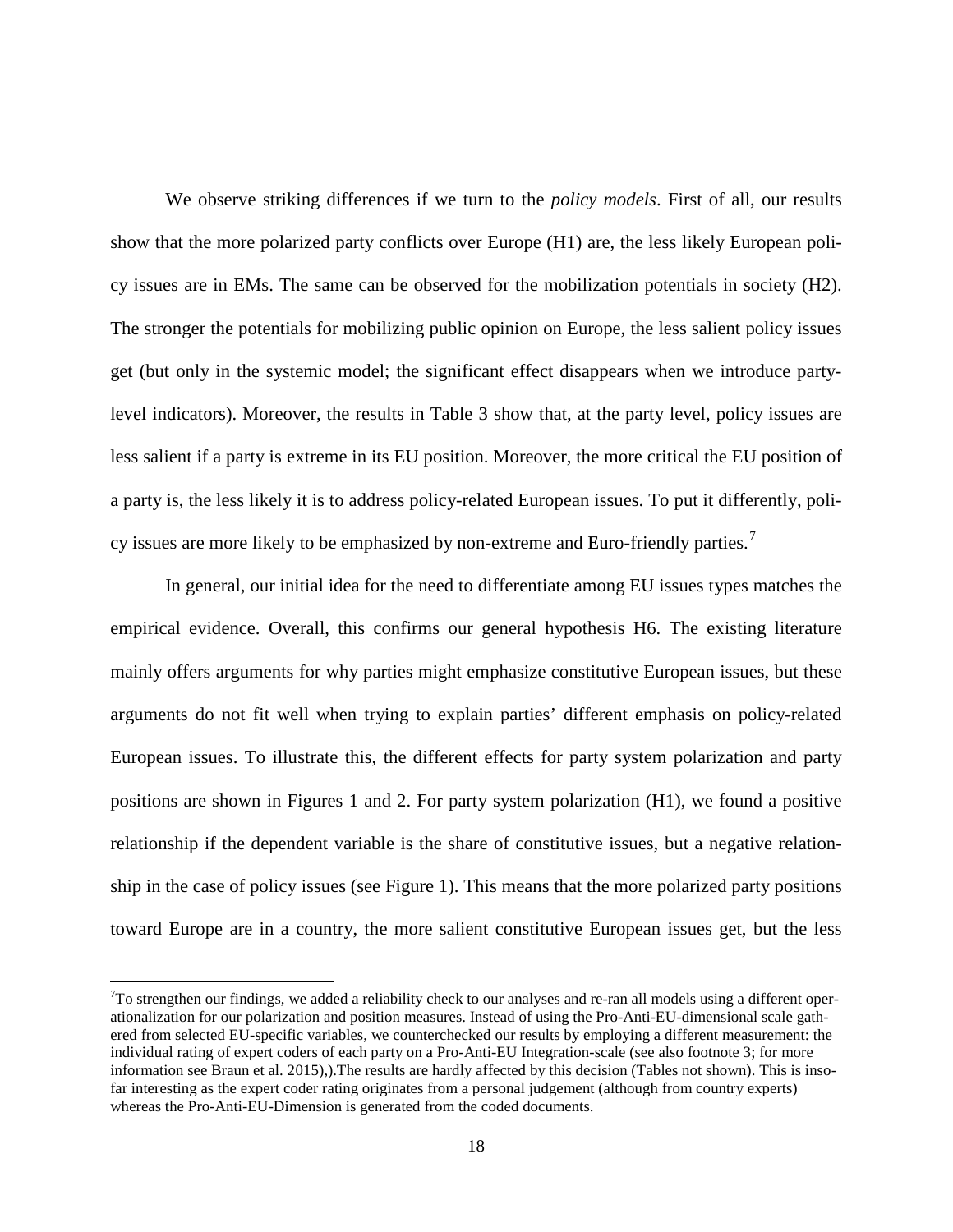We observe striking differences if we turn to the *policy models*. First of all, our results show that the more polarized party conflicts over Europe (H1) are, the less likely European policy issues are in EMs. The same can be observed for the mobilization potentials in society (H2). The stronger the potentials for mobilizing public opinion on Europe, the less salient policy issues get (but only in the systemic model; the significant effect disappears when we introduce party-level indicators). Moreover, the results in Table 3 show that, at the party level, policy issues are less salient if a party is extreme in its EU position. Moreover, the more critical the EU position of a party is, the less likely it is to address policy-related European issues. To put it differently, policy issues are more likely to be emphasized by non-extreme and Euro-friendly parties.[7]

In general, our initial idea for the need to differentiate among EU issues types matches the empirical evidence. Overall, this confirms our general hypothesis H6. The existing literature mainly offers arguments for why parties might emphasize constitutive European issues, but these arguments do not fit well when trying to explain parties' different emphasis on policy-related European issues. To illustrate this, the different effects for party system polarization and party positions are shown in Figures 1 and 2. For party system polarization (H1), we found a positive relationship if the dependent variable is the share of constitutive issues, but a negative relationship in the case of policy issues (see Figure 1). This means that the more polarized party positions toward Europe are in a country, the more salient constitutive European issues get, but the less

[7]To strengthen our findings, we added a reliability check to our analyses and re-ran all models using a different operationalization for our polarization and position measures. Instead of using the Pro-Anti-EU-dimensional scale gathered from selected EU-specific variables, we counterchecked our results by employing a different measurement: the individual rating of expert coders of each party on a Pro-Anti-EU Integration-scale (see also footnote 3; for more information see Braun et al. 2015),).The results are hardly affected by this decision (Tables not shown). This is insofar interesting as the expert coder rating originates from a personal judgement (although from country experts) whereas the Pro-Anti-EU-Dimension is generated from the coded documents.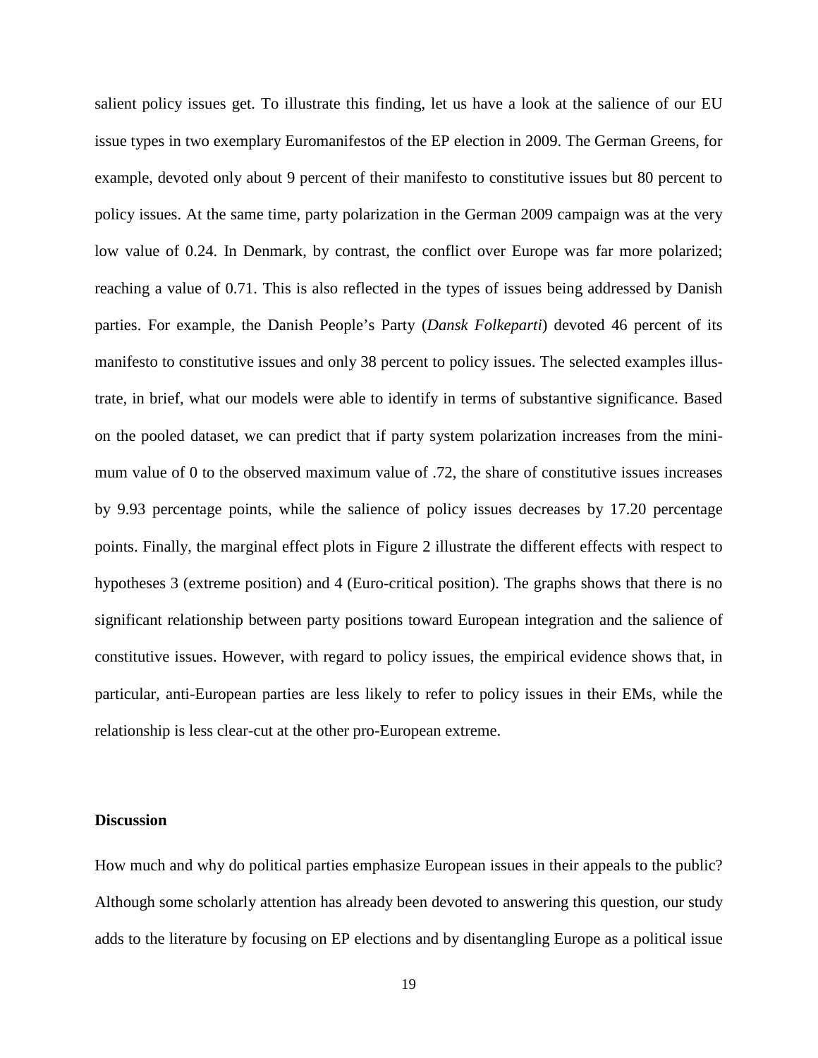salient policy issues get. To illustrate this finding, let us have a look at the salience of our EU issue types in two exemplary Euromanifestos of the EP election in 2009. The German Greens, for example, devoted only about 9 percent of their manifesto to constitutive issues but 80 percent to policy issues. At the same time, party polarization in the German 2009 campaign was at the very low value of 0.24. In Denmark, by contrast, the conflict over Europe was far more polarized; reaching a value of 0.71. This is also reflected in the types of issues being addressed by Danish parties. For example, the Danish People's Party (*Dansk Folkeparti*) devoted 46 percent of its manifesto to constitutive issues and only 38 percent to policy issues. The selected examples illustrate, in brief, what our models were able to identify in terms of substantive significance. Based on the pooled dataset, we can predict that if party system polarization increases from the minimum value of 0 to the observed maximum value of .72, the share of constitutive issues increases by 9.93 percentage points, while the salience of policy issues decreases by 17.20 percentage points. Finally, the marginal effect plots in Figure 2 illustrate the different effects with respect to hypotheses 3 (extreme position) and 4 (Euro-critical position). The graphs shows that there is no significant relationship between party positions toward European integration and the salience of constitutive issues. However, with regard to policy issues, the empirical evidence shows that, in particular, anti-European parties are less likely to refer to policy issues in their EMs, while the relationship is less clear-cut at the other pro-European extreme.

## Discussion

How much and why do political parties emphasize European issues in their appeals to the public? Although some scholarly attention has already been devoted to answering this question, our study adds to the literature by focusing on EP elections and by disentangling Europe as a political issue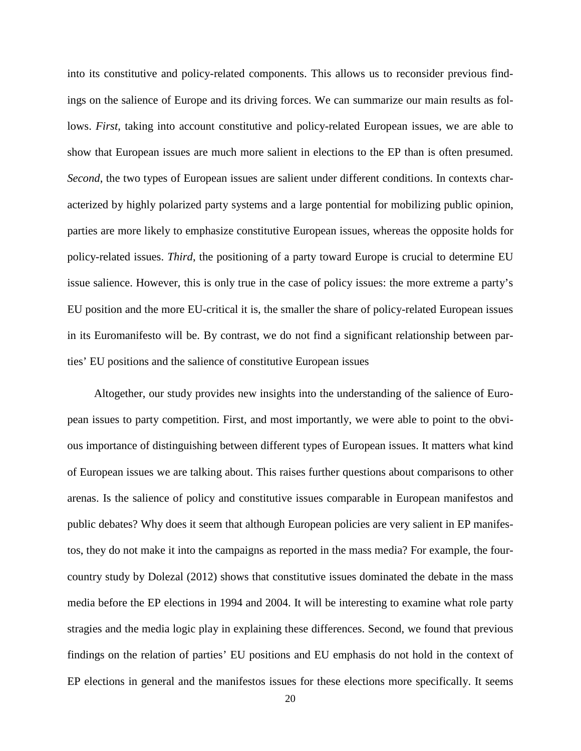into its constitutive and policy-related components. This allows us to reconsider previous findings on the salience of Europe and its driving forces. We can summarize our main results as follows. *First*, taking into account constitutive and policy-related European issues, we are able to show that European issues are much more salient in elections to the EP than is often presumed. *Second*, the two types of European issues are salient under different conditions. In contexts characterized by highly polarized party systems and a large pontential for mobilizing public opinion, parties are more likely to emphasize constitutive European issues, whereas the opposite holds for policy-related issues. *Third*, the positioning of a party toward Europe is crucial to determine EU issue salience. However, this is only true in the case of policy issues: the more extreme a party's EU position and the more EU-critical it is, the smaller the share of policy-related European issues in its Euromanifesto will be. By contrast, we do not find a significant relationship between parties' EU positions and the salience of constitutive European issues

Altogether, our study provides new insights into the understanding of the salience of European issues to party competition. First, and most importantly, we were able to point to the obvious importance of distinguishing between different types of European issues. It matters what kind of European issues we are talking about. This raises further questions about comparisons to other arenas. Is the salience of policy and constitutive issues comparable in European manifestos and public debates? Why does it seem that although European policies are very salient in EP manifestos, they do not make it into the campaigns as reported in the mass media? For example, the four-country study by Dolezal (2012) shows that constitutive issues dominated the debate in the mass media before the EP elections in 1994 and 2004. It will be interesting to examine what role party stragies and the media logic play in explaining these differences. Second, we found that previous findings on the relation of parties' EU positions and EU emphasis do not hold in the context of EP elections in general and the manifestos issues for these elections more specifically. It seems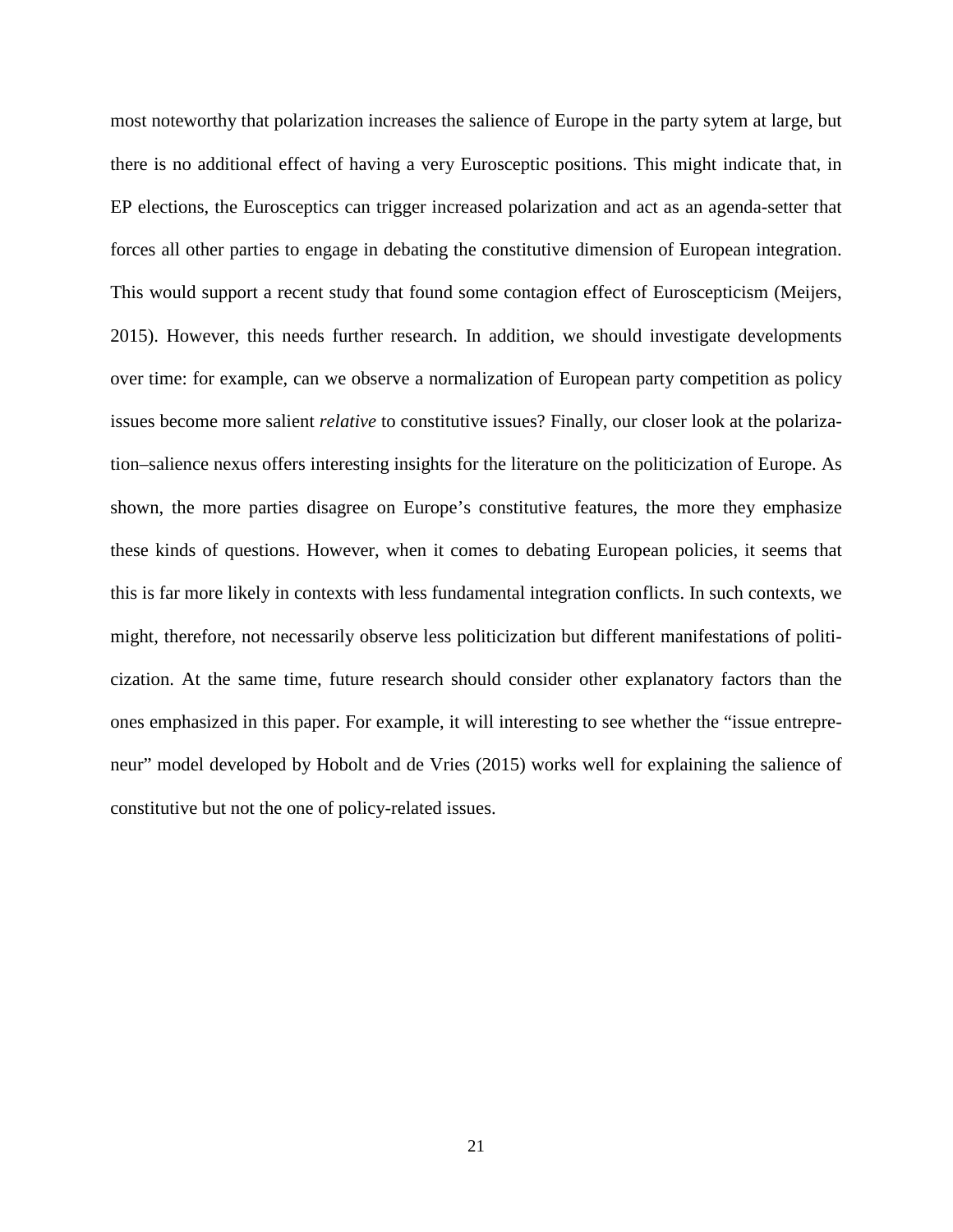most noteworthy that polarization increases the salience of Europe in the party sytem at large, but there is no additional effect of having a very Eurosceptic positions. This might indicate that, in EP elections, the Eurosceptics can trigger increased polarization and act as an agenda-setter that forces all other parties to engage in debating the constitutive dimension of European integration. This would support a recent study that found some contagion effect of Euroscepticism (Meijers, 2015). However, this needs further research. In addition, we should investigate developments over time: for example, can we observe a normalization of European party competition as policy issues become more salient *relative* to constitutive issues? Finally, our closer look at the polarization–salience nexus offers interesting insights for the literature on the politicization of Europe. As shown, the more parties disagree on Europe's constitutive features, the more they emphasize these kinds of questions. However, when it comes to debating European policies, it seems that this is far more likely in contexts with less fundamental integration conflicts. In such contexts, we might, therefore, not necessarily observe less politicization but different manifestations of politicization. At the same time, future research should consider other explanatory factors than the ones emphasized in this paper. For example, it will interesting to see whether the "issue entrepreneur" model developed by Hobolt and de Vries (2015) works well for explaining the salience of constitutive but not the one of policy-related issues.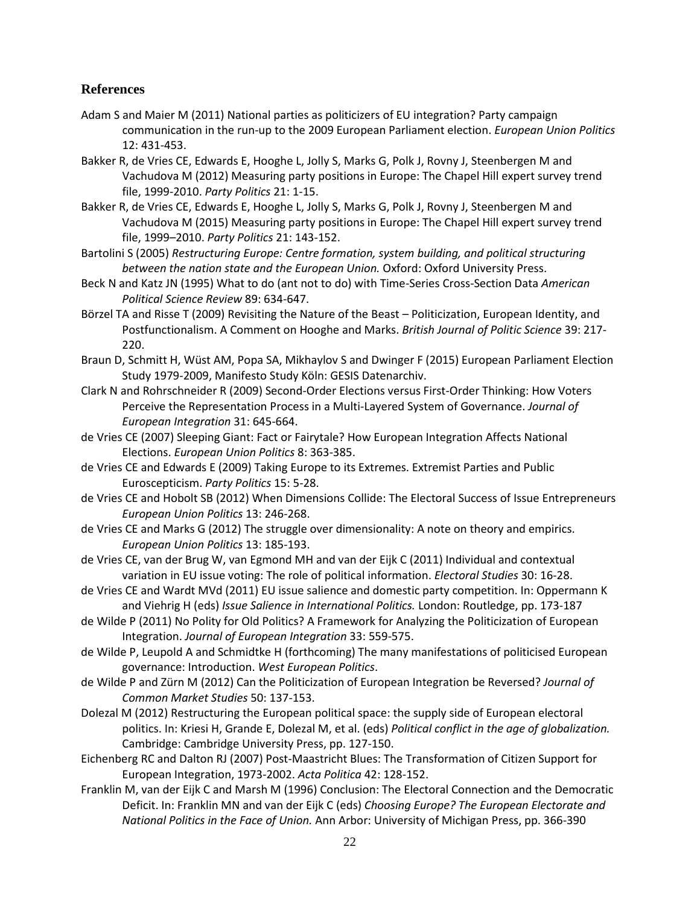## References

Adam S and Maier M (2011) National parties as politicizers of EU integration? Party campaign communication in the run-up to the 2009 European Parliament election. *European Union Politics* 12: 431-453.

Bakker R, de Vries CE, Edwards E, Hooghe L, Jolly S, Marks G, Polk J, Rovny J, Steenbergen M and Vachudova M (2012) Measuring party positions in Europe: The Chapel Hill expert survey trend file, 1999-2010. *Party Politics* 21: 1-15.

Bakker R, de Vries CE, Edwards E, Hooghe L, Jolly S, Marks G, Polk J, Rovny J, Steenbergen M and Vachudova M (2015) Measuring party positions in Europe: The Chapel Hill expert survey trend file, 1999–2010. *Party Politics* 21: 143-152.

Bartolini S (2005) *Restructuring Europe: Centre formation, system building, and political structuring between the nation state and the European Union.* Oxford: Oxford University Press.

Beck N and Katz JN (1995) What to do (ant not to do) with Time-Series Cross-Section Data *American Political Science Review* 89: 634-647.

Börzel TA and Risse T (2009) Revisiting the Nature of the Beast – Politicization, European Identity, and Postfunctionalism. A Comment on Hooghe and Marks. *British Journal of Politic Science* 39: 217-220.

Braun D, Schmitt H, Wüst AM, Popa SA, Mikhaylov S and Dwinger F (2015) European Parliament Election Study 1979-2009, Manifesto Study Köln: GESIS Datenarchiv.

Clark N and Rohrschneider R (2009) Second-Order Elections versus First-Order Thinking: How Voters Perceive the Representation Process in a Multi-Layered System of Governance. *Journal of European Integration* 31: 645-664.

de Vries CE (2007) Sleeping Giant: Fact or Fairytale? How European Integration Affects National Elections. *European Union Politics* 8: 363-385.

de Vries CE and Edwards E (2009) Taking Europe to its Extremes. Extremist Parties and Public Euroscepticism. *Party Politics* 15: 5-28.

de Vries CE and Hobolt SB (2012) When Dimensions Collide: The Electoral Success of Issue Entrepreneurs *European Union Politics* 13: 246-268.

de Vries CE and Marks G (2012) The struggle over dimensionality: A note on theory and empirics. *European Union Politics* 13: 185-193.

de Vries CE, van der Brug W, van Egmond MH and van der Eijk C (2011) Individual and contextual variation in EU issue voting: The role of political information. *Electoral Studies* 30: 16-28.

de Vries CE and Wardt MVd (2011) EU issue salience and domestic party competition. In: Oppermann K and Viehrig H (eds) *Issue Salience in International Politics.* London: Routledge, pp. 173-187

de Wilde P (2011) No Polity for Old Politics? A Framework for Analyzing the Politicization of European Integration. *Journal of European Integration* 33: 559-575.

de Wilde P, Leupold A and Schmidtke H (forthcoming) The many manifestations of politicised European governance: Introduction. *West European Politics*.

de Wilde P and Zürn M (2012) Can the Politicization of European Integration be Reversed? *Journal of Common Market Studies* 50: 137-153.

Dolezal M (2012) Restructuring the European political space: the supply side of European electoral politics. In: Kriesi H, Grande E, Dolezal M, et al. (eds) *Political conflict in the age of globalization.* Cambridge: Cambridge University Press, pp. 127-150.

Eichenberg RC and Dalton RJ (2007) Post-Maastricht Blues: The Transformation of Citizen Support for European Integration, 1973-2002. *Acta Politica* 42: 128-152.

Franklin M, van der Eijk C and Marsh M (1996) Conclusion: The Electoral Connection and the Democratic Deficit. In: Franklin MN and van der Eijk C (eds) *Choosing Europe? The European Electorate and National Politics in the Face of Union.* Ann Arbor: University of Michigan Press, pp. 366-390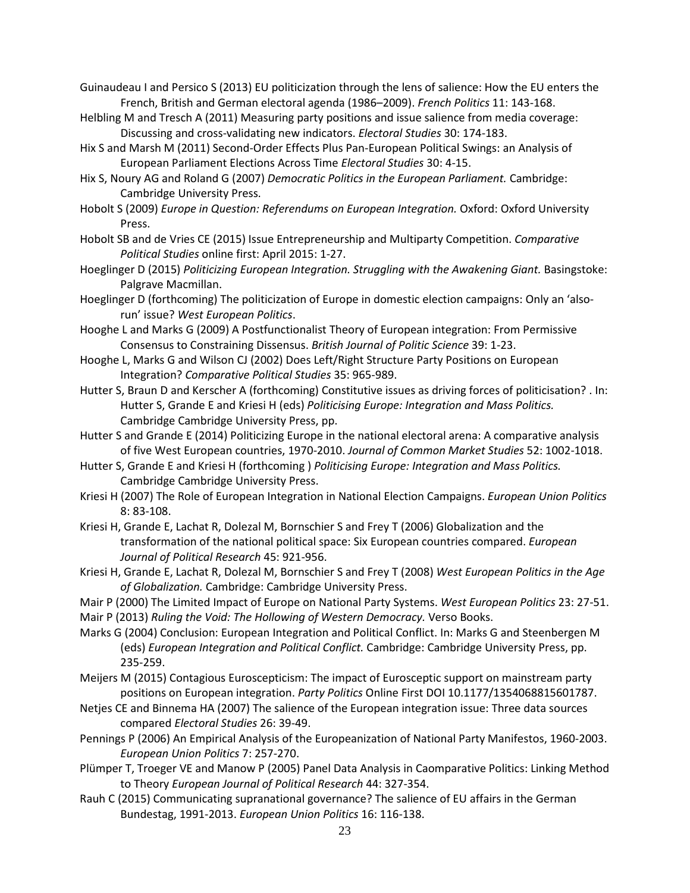Guinaudeau I and Persico S (2013) EU politicization through the lens of salience: How the EU enters the French, British and German electoral agenda (1986–2009). *French Politics* 11: 143-168.

Helbling M and Tresch A (2011) Measuring party positions and issue salience from media coverage: Discussing and cross-validating new indicators. *Electoral Studies* 30: 174-183.

Hix S and Marsh M (2011) Second-Order Effects Plus Pan-European Political Swings: an Analysis of European Parliament Elections Across Time *Electoral Studies* 30: 4-15.

Hix S, Noury AG and Roland G (2007) *Democratic Politics in the European Parliament.* Cambridge: Cambridge University Press.

Hobolt S (2009) *Europe in Question: Referendums on European Integration.* Oxford: Oxford University Press.

Hobolt SB and de Vries CE (2015) Issue Entrepreneurship and Multiparty Competition. *Comparative Political Studies* online first: April 2015: 1-27.

Hoeglinger D (2015) *Politicizing European Integration. Struggling with the Awakening Giant.* Basingstoke: Palgrave Macmillan.

Hoeglinger D (forthcoming) The politicization of Europe in domestic election campaigns: Only an 'also-run' issue? *West European Politics*.

Hooghe L and Marks G (2009) A Postfunctionalist Theory of European integration: From Permissive Consensus to Constraining Dissensus. *British Journal of Politic Science* 39: 1-23.

Hooghe L, Marks G and Wilson CJ (2002) Does Left/Right Structure Party Positions on European Integration? *Comparative Political Studies* 35: 965-989.

Hutter S, Braun D and Kerscher A (forthcoming) Constitutive issues as driving forces of politicisation? . In: Hutter S, Grande E and Kriesi H (eds) *Politicising Europe: Integration and Mass Politics.* Cambridge Cambridge University Press, pp.

Hutter S and Grande E (2014) Politicizing Europe in the national electoral arena: A comparative analysis of five West European countries, 1970-2010. *Journal of Common Market Studies* 52: 1002-1018.

Hutter S, Grande E and Kriesi H (forthcoming ) *Politicising Europe: Integration and Mass Politics.* Cambridge Cambridge University Press.

Kriesi H (2007) The Role of European Integration in National Election Campaigns. *European Union Politics* 8: 83-108.

Kriesi H, Grande E, Lachat R, Dolezal M, Bornschier S and Frey T (2006) Globalization and the transformation of the national political space: Six European countries compared. *European Journal of Political Research* 45: 921-956.

Kriesi H, Grande E, Lachat R, Dolezal M, Bornschier S and Frey T (2008) *West European Politics in the Age of Globalization.* Cambridge: Cambridge University Press.

Mair P (2000) The Limited Impact of Europe on National Party Systems. *West European Politics* 23: 27-51.

Mair P (2013) *Ruling the Void: The Hollowing of Western Democracy.* Verso Books.

Marks G (2004) Conclusion: European Integration and Political Conflict. In: Marks G and Steenbergen M (eds) *European Integration and Political Conflict.* Cambridge: Cambridge University Press, pp. 235-259.

Meijers M (2015) Contagious Euroscepticism: The impact of Eurosceptic support on mainstream party positions on European integration. *Party Politics* Online First DOI 10.1177/1354068815601787.

Netjes CE and Binnema HA (2007) The salience of the European integration issue: Three data sources compared *Electoral Studies* 26: 39-49.

Pennings P (2006) An Empirical Analysis of the Europeanization of National Party Manifestos, 1960-2003. *European Union Politics* 7: 257-270.

Plümper T, Troeger VE and Manow P (2005) Panel Data Analysis in Caomparative Politics: Linking Method to Theory *European Journal of Political Research* 44: 327-354.

Rauh C (2015) Communicating supranational governance? The salience of EU affairs in the German Bundestag, 1991-2013. *European Union Politics* 16: 116-138.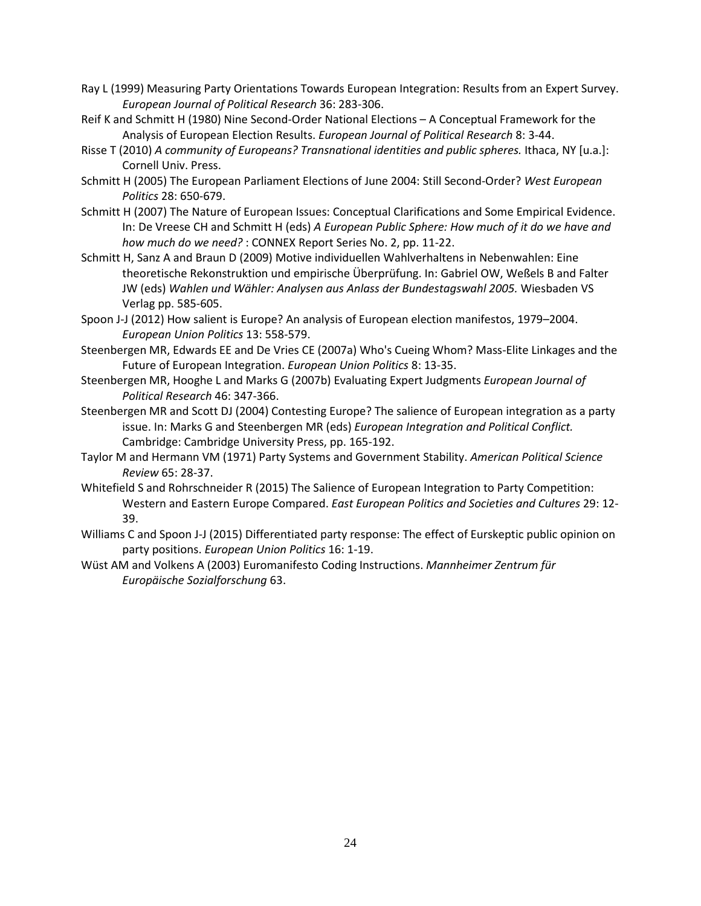Ray L (1999) Measuring Party Orientations Towards European Integration: Results from an Expert Survey. *European Journal of Political Research* 36: 283-306.

Reif K and Schmitt H (1980) Nine Second-Order National Elections – A Conceptual Framework for the Analysis of European Election Results. *European Journal of Political Research* 8: 3-44.

Risse T (2010) *A community of Europeans? Transnational identities and public spheres.* Ithaca, NY [u.a.]: Cornell Univ. Press.

Schmitt H (2005) The European Parliament Elections of June 2004: Still Second-Order? *West European Politics* 28: 650-679.

Schmitt H (2007) The Nature of European Issues: Conceptual Clarifications and Some Empirical Evidence. In: De Vreese CH and Schmitt H (eds) *A European Public Sphere: How much of it do we have and how much do we need?* : CONNEX Report Series No. 2, pp. 11-22.

Schmitt H, Sanz A and Braun D (2009) Motive individuellen Wahlverhaltens in Nebenwahlen: Eine theoretische Rekonstruktion und empirische Überprüfung. In: Gabriel OW, Weßels B and Falter JW (eds) *Wahlen und Wähler: Analysen aus Anlass der Bundestagswahl 2005.* Wiesbaden VS Verlag pp. 585-605.

Spoon J-J (2012) How salient is Europe? An analysis of European election manifestos, 1979–2004. *European Union Politics* 13: 558-579.

Steenbergen MR, Edwards EE and De Vries CE (2007a) Who's Cueing Whom? Mass-Elite Linkages and the Future of European Integration. *European Union Politics* 8: 13-35.

Steenbergen MR, Hooghe L and Marks G (2007b) Evaluating Expert Judgments *European Journal of Political Research* 46: 347-366.

Steenbergen MR and Scott DJ (2004) Contesting Europe? The salience of European integration as a party issue. In: Marks G and Steenbergen MR (eds) *European Integration and Political Conflict.* Cambridge: Cambridge University Press, pp. 165-192.

Taylor M and Hermann VM (1971) Party Systems and Government Stability. *American Political Science Review* 65: 28-37.

Whitefield S and Rohrschneider R (2015) The Salience of European Integration to Party Competition: Western and Eastern Europe Compared. *East European Politics and Societies and Cultures* 29: 12-39.

Williams C and Spoon J-J (2015) Differentiated party response: The effect of Eurskeptic public opinion on party positions. *European Union Politics* 16: 1-19.

Wüst AM and Volkens A (2003) Euromanifesto Coding Instructions. *Mannheimer Zentrum für Europäische Sozialforschung* 63.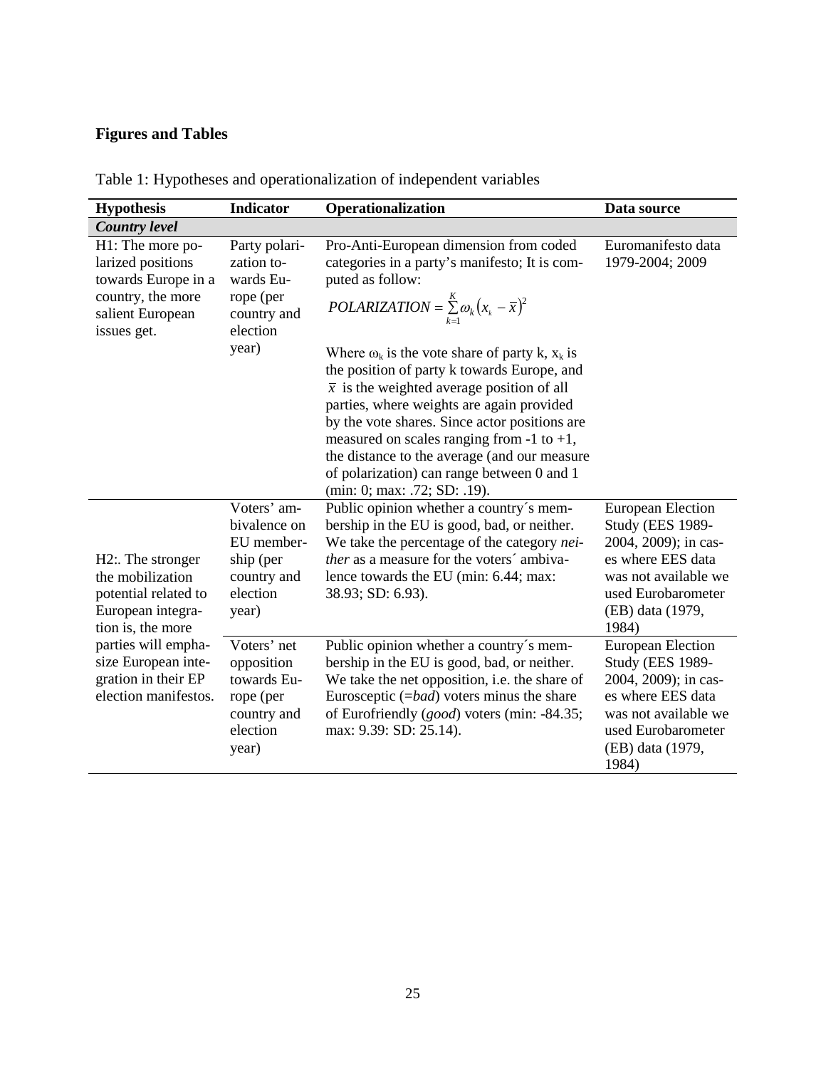## Figures and Tables

Table 1: Hypotheses and operationalization of independent variables

| Hypothesis | Indicator | Operationalization | Data source |
|---|---|---|---|
| ***Country level*** | | | |
| H1: The more polarized positions towards Europe in a country, the more salient European issues get. | Party polarization towards Europe (per country and election year) | Pro-Anti-European dimension from coded categories in a party's manifesto; It is computed as follow: $POLARIZATION = \sum_{k=1}^{K} \omega_k \left(x_k - \bar{x}\right)^2$ Where $\omega_k$ is the vote share of party k, $x_k$ is the position of party k towards Europe, and $\bar{x}$ is the weighted average position of all parties, where weights are again provided by the vote shares. Since actor positions are measured on scales ranging from -1 to +1, the distance to the average (and our measure of polarization) can range between 0 and 1 (min: 0; max: .72; SD: .19). | Euromanifesto data 1979-2004; 2009 |
| H2:. The stronger the mobilization potential related to European integration is, the more parties will emphasize European integration in their EP election manifestos. | Voters' ambivalence on EU membership (per country and election year) | Public opinion whether a country´s membership in the EU is good, bad, or neither. We take the percentage of the category *neither* as a measure for the voters´ ambivalence towards the EU (min: 6.44; max: 38.93; SD: 6.93). | European Election Study (EES 1989-2004, 2009); in cases where EES data was not available we used Eurobarometer (EB) data (1979, 1984) |
| | Voters' net opposition towards Europe (per country and election year) | Public opinion whether a country´s membership in the EU is good, bad, or neither. We take the net opposition, i.e. the share of Eurosceptic (=*bad*) voters minus the share of Eurofriendly (*good*) voters (min: -84.35; max: 9.39: SD: 25.14). | European Election Study (EES 1989-2004, 2009); in cases where EES data was not available we used Eurobarometer (EB) data (1979, 1984) |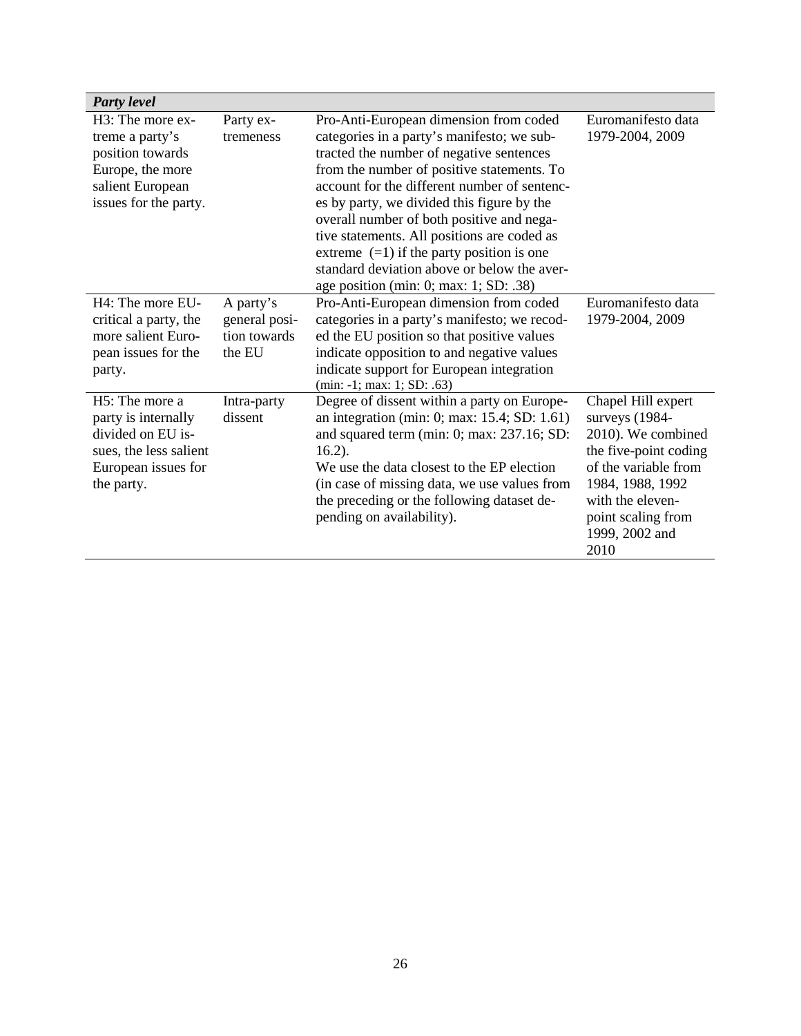| *Party level* | | | |
|---|---|---|---|
| H3: The more extreme a party's position towards Europe, the more salient European issues for the party. | Party extremeness | Pro-Anti-European dimension from coded categories in a party's manifesto; we subtracted the number of negative sentences from the number of positive statements. To account for the different number of sentences by party, we divided this figure by the overall number of both positive and negative statements. All positions are coded as extreme (=1) if the party position is one standard deviation above or below the average position (min: 0; max: 1; SD: .38) | Euromanifesto data 1979-2004, 2009 |
| H4: The more EU-critical a party, the more salient European issues for the party. | A party's general position towards the EU | Pro-Anti-European dimension from coded categories in a party's manifesto; we recoded the EU position so that positive values indicate opposition to and negative values indicate support for European integration (min: -1; max: 1; SD: .63) | Euromanifesto data 1979-2004, 2009 |
| H5: The more a party is internally divided on EU issues, the less salient European issues for the party. | Intra-party dissent | Degree of dissent within a party on European integration (min: 0; max: 15.4; SD: 1.61) and squared term (min: 0; max: 237.16; SD: 16.2).<br>We use the data closest to the EP election (in case of missing data, we use values from the preceding or the following dataset depending on availability). | Chapel Hill expert surveys (1984-2010). We combined the five-point coding of the variable from 1984, 1988, 1992 with the eleven-point scaling from 1999, 2002 and 2010 |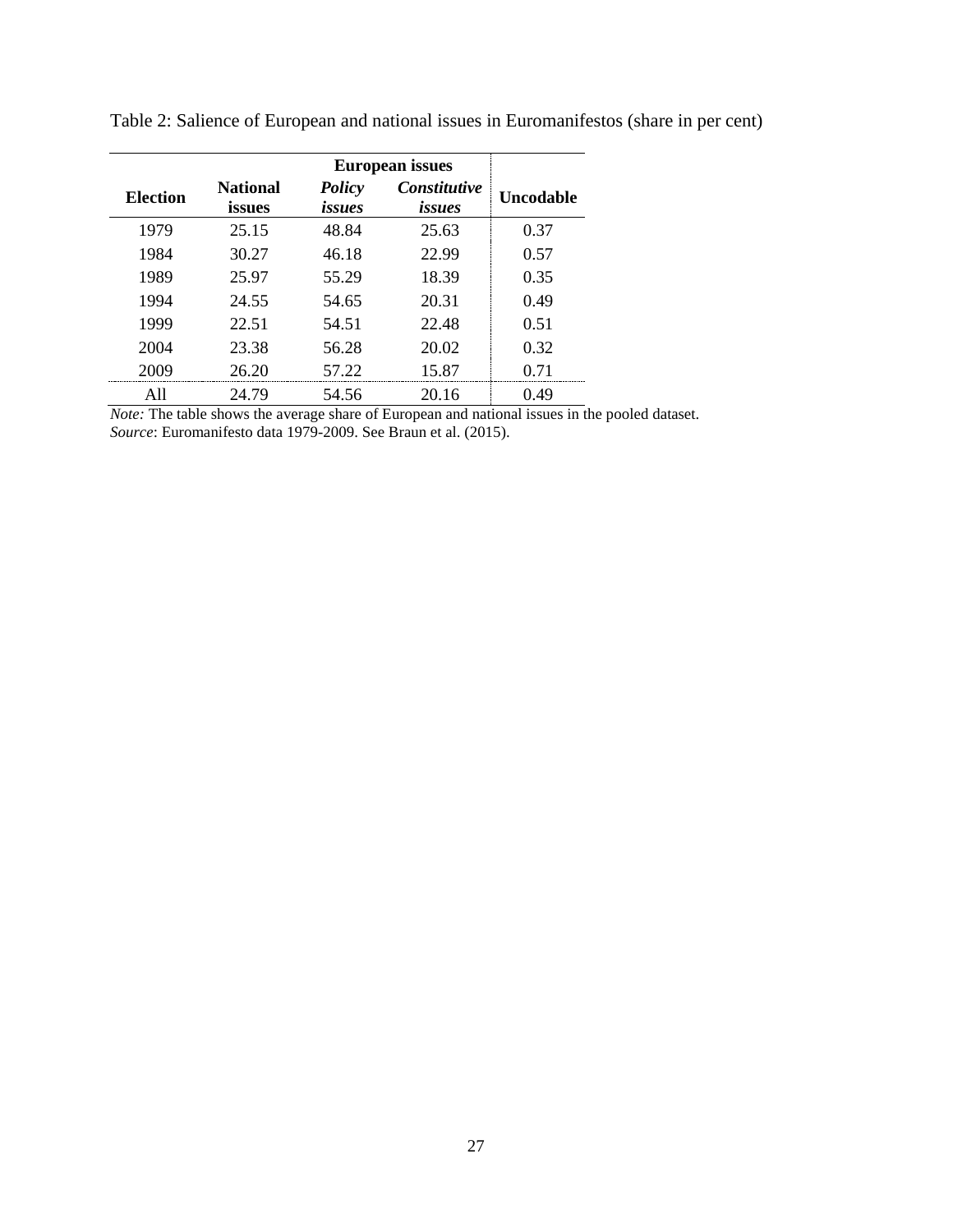Table 2: Salience of European and national issues in Euromanifestos (share in per cent)

| | | European issues | | |
|---|---|---|---|---|
| **Election** | **National issues** | ***Policy issues*** | ***Constitutive issues*** | **Uncodable** |
| 1979 | 25.15 | 48.84 | 25.63 | 0.37 |
| 1984 | 30.27 | 46.18 | 22.99 | 0.57 |
| 1989 | 25.97 | 55.29 | 18.39 | 0.35 |
| 1994 | 24.55 | 54.65 | 20.31 | 0.49 |
| 1999 | 22.51 | 54.51 | 22.48 | 0.51 |
| 2004 | 23.38 | 56.28 | 20.02 | 0.32 |
| 2009 | 26.20 | 57.22 | 15.87 | 0.71 |
| All | 24.79 | 54.56 | 20.16 | 0.49 |

*Note:* The table shows the average share of European and national issues in the pooled dataset.
*Source*: Euromanifesto data 1979-2009. See Braun et al. (2015).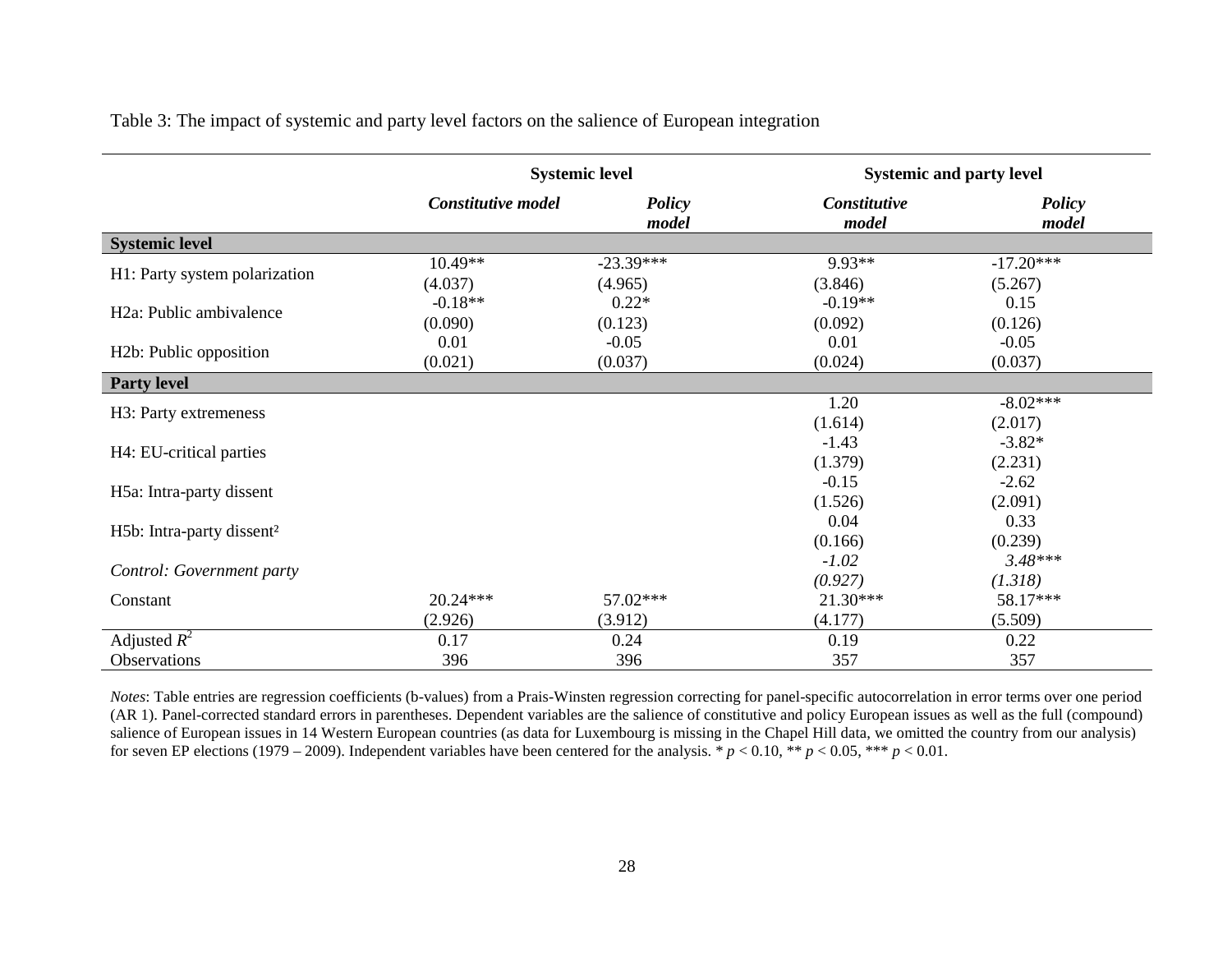Table 3: The impact of systemic and party level factors on the salience of European integration

| | Systemic level | | Systemic and party level | |
|---|---|---|---|---|
| | ***Constitutive model*** | ***Policy model*** | ***Constitutive model*** | ***Policy model*** |
| **Systemic level** | | | | |
| H1: Party system polarization | 10.49** | -23.39*** | 9.93** | -17.20*** |
| | (4.037) | (4.965) | (3.846) | (5.267) |
| H2a: Public ambivalence | -0.18** | 0.22* | -0.19** | 0.15 |
| | (0.090) | (0.123) | (0.092) | (0.126) |
| H2b: Public opposition | 0.01 | -0.05 | 0.01 | -0.05 |
| | (0.021) | (0.037) | (0.024) | (0.037) |
| **Party level** | | | | |
| H3: Party extremeness | | | 1.20 | -8.02*** |
| | | | (1.614) | (2.017) |
| H4: EU-critical parties | | | -1.43 | -3.82* |
| | | | (1.379) | (2.231) |
| H5a: Intra-party dissent | | | -0.15 | -2.62 |
| | | | (1.526) | (2.091) |
| H5b: Intra-party dissent² | | | 0.04 | 0.33 |
| | | | (0.166) | (0.239) |
| *Control: Government party* | | | *-1.02* | *3.48**** |
| | | | *(0.927)* | *(1.318)* |
| Constant | 20.24*** | 57.02*** | 21.30*** | 58.17*** |
| | (2.926) | (3.912) | (4.177) | (5.509) |
| Adjusted $R^2$ | 0.17 | 0.24 | 0.19 | 0.22 |
| Observations | 396 | 396 | 357 | 357 |

*Notes*: Table entries are regression coefficients (b-values) from a Prais-Winsten regression correcting for panel-specific autocorrelation in error terms over one period (AR 1). Panel-corrected standard errors in parentheses. Dependent variables are the salience of constitutive and policy European issues as well as the full (compound) salience of European issues in 14 Western European countries (as data for Luxembourg is missing in the Chapel Hill data, we omitted the country from our analysis) for seven EP elections (1979 – 2009). Independent variables have been centered for the analysis. * $p < 0.10$, ** $p < 0.05$, *** $p < 0.01$.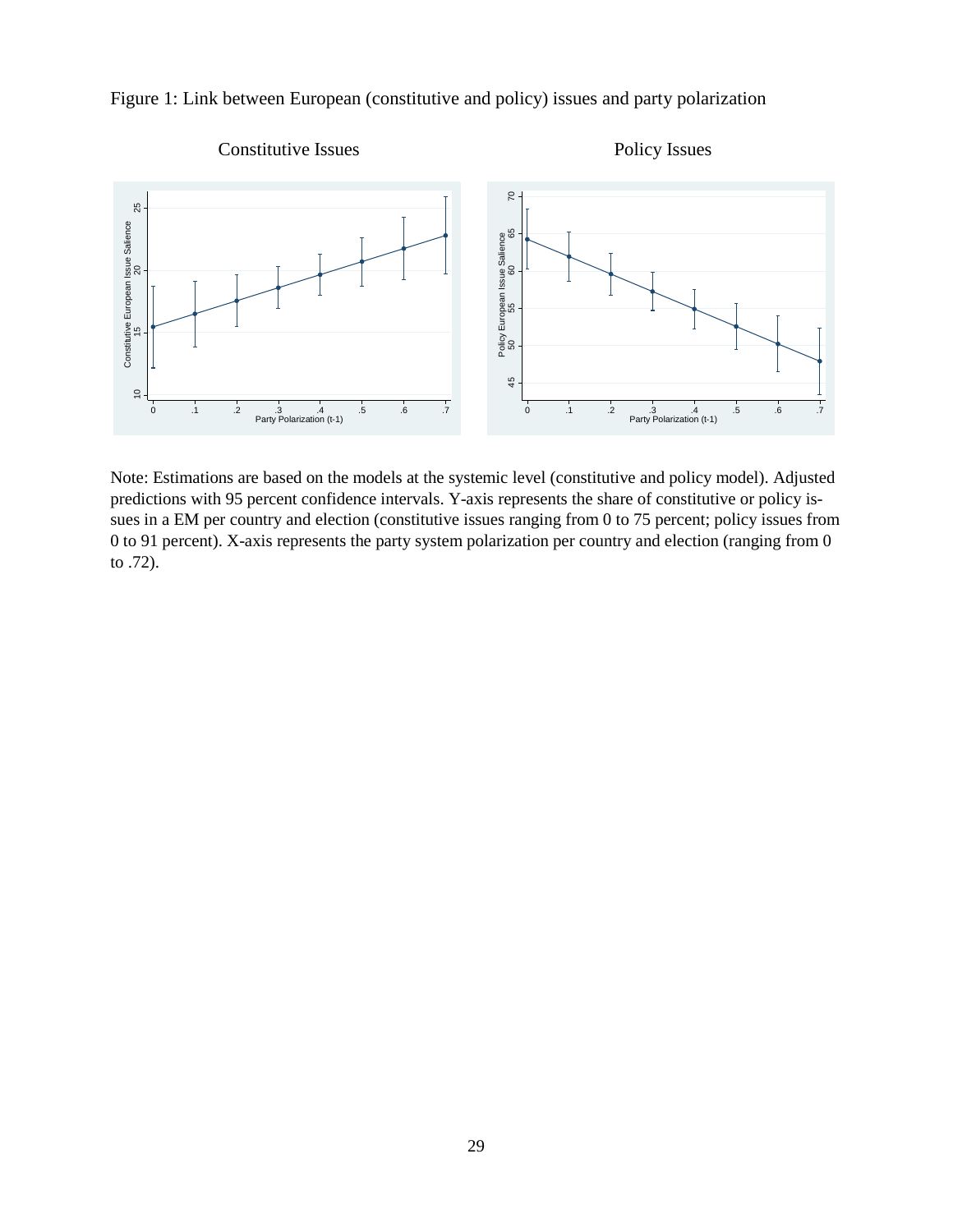Figure 1: Link between European (constitutive and policy) issues and party polarization

Note: Estimations are based on the models at the systemic level (constitutive and policy model). Adjusted predictions with 95 percent confidence intervals. Y-axis represents the share of constitutive or policy issues in a EM per country and election (constitutive issues ranging from 0 to 75 percent; policy issues from 0 to 91 percent). X-axis represents the party system polarization per country and election (ranging from 0 to .72).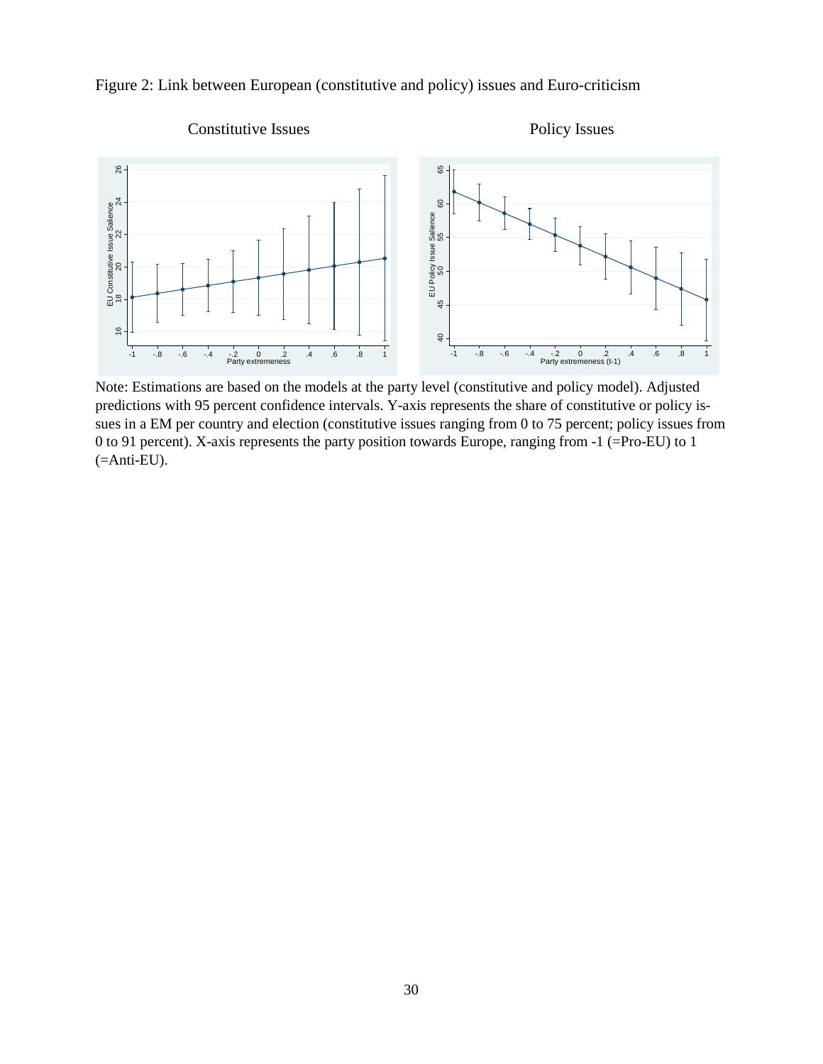Figure 2: Link between European (constitutive and policy) issues and Euro-criticism

Constitutive Issues

Policy Issues

Note: Estimations are based on the models at the party level (constitutive and policy model). Adjusted predictions with 95 percent confidence intervals. Y-axis represents the share of constitutive or policy issues in a EM per country and election (constitutive issues ranging from 0 to 75 percent; policy issues from 0 to 91 percent). X-axis represents the party position towards Europe, ranging from -1 (=Pro-EU) to 1 (=Anti-EU).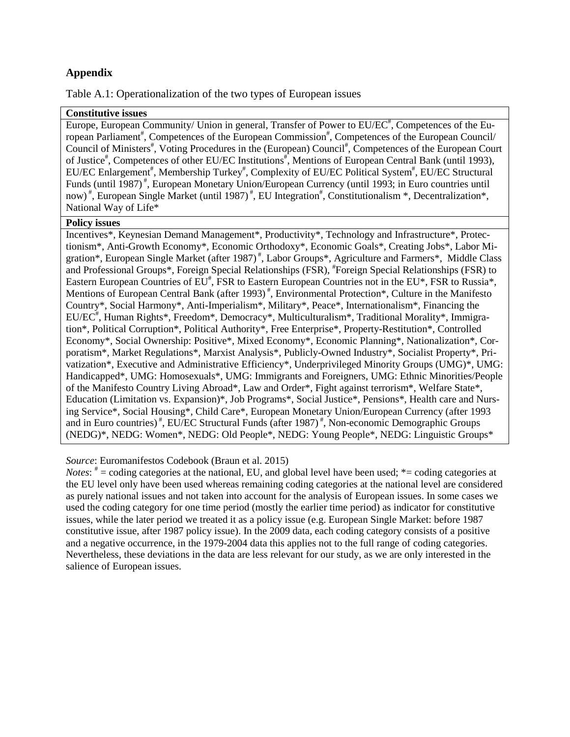## Appendix

Table A.1: Operationalization of the two types of European issues

| |
|---|
| **Constitutive issues** |
| Europe, European Community/ Union in general, Transfer of Power to EU/EC[#], Competences of the European Parliament[#], Competences of the European Commission[#], Competences of the European Council/ Council of Ministers[#], Voting Procedures in the (European) Council[#], Competences of the European Court of Justice[#], Competences of other EU/EC Institutions[#], Mentions of European Central Bank (until 1993), EU/EC Enlargement[#], Membership Turkey[#], Complexity of EU/EC Political System[#], EU/EC Structural Funds (until 1987)[#], European Monetary Union/European Currency (until 1993; in Euro countries until now)[#], European Single Market (until 1987)[#], EU Integration[#], Constitutionalism *, Decentralization*, National Way of Life* |
| **Policy issues** |
| Incentives*, Keynesian Demand Management*, Productivity*, Technology and Infrastructure*, Protectionism*, Anti-Growth Economy*, Economic Orthodoxy*, Economic Goals*, Creating Jobs*, Labor Migration*, European Single Market (after 1987)[#], Labor Groups*, Agriculture and Farmers*, Middle Class and Professional Groups*, Foreign Special Relationships (FSR), [#]Foreign Special Relationships (FSR) to Eastern European Countries of EU[#], FSR to Eastern European Countries not in the EU*, FSR to Russia*, Mentions of European Central Bank (after 1993)[#], Environmental Protection*, Culture in the Manifesto Country*, Social Harmony*, Anti-Imperialism*, Military*, Peace*, Internationalism*, Financing the EU/EC[#], Human Rights*, Freedom*, Democracy*, Multiculturalism*, Traditional Morality*, Immigration*, Political Corruption*, Political Authority*, Free Enterprise*, Property-Restitution*, Controlled Economy*, Social Ownership: Positive*, Mixed Economy*, Economic Planning*, Nationalization*, Corporatism*, Market Regulations*, Marxist Analysis*, Publicly-Owned Industry*, Socialist Property*, Privatization*, Executive and Administrative Efficiency*, Underprivileged Minority Groups (UMG)*, UMG: Handicapped*, UMG: Homosexuals*, UMG: Immigrants and Foreigners, UMG: Ethnic Minorities/People of the Manifesto Country Living Abroad*, Law and Order*, Fight against terrorism*, Welfare State*, Education (Limitation vs. Expansion)*, Job Programs*, Social Justice*, Pensions*, Health care and Nursing Service*, Social Housing*, Child Care*, European Monetary Union/European Currency (after 1993 and in Euro countries)[#], EU/EC Structural Funds (after 1987)[#], Non-economic Demographic Groups (NEDG)*, NEDG: Women*, NEDG: Old People*, NEDG: Young People*, NEDG: Linguistic Groups* |

*Source*: Euromanifestos Codebook (Braun et al. 2015)

*Notes*: [#] = coding categories at the national, EU, and global level have been used; *= coding categories at the EU level only have been used whereas remaining coding categories at the national level are considered as purely national issues and not taken into account for the analysis of European issues. In some cases we used the coding category for one time period (mostly the earlier time period) as indicator for constitutive issues, while the later period we treated it as a policy issue (e.g. European Single Market: before 1987 constitutive issue, after 1987 policy issue). In the 2009 data, each coding category consists of a positive and a negative occurrence, in the 1979-2004 data this applies not to the full range of coding categories. Nevertheless, these deviations in the data are less relevant for our study, as we are only interested in the salience of European issues.